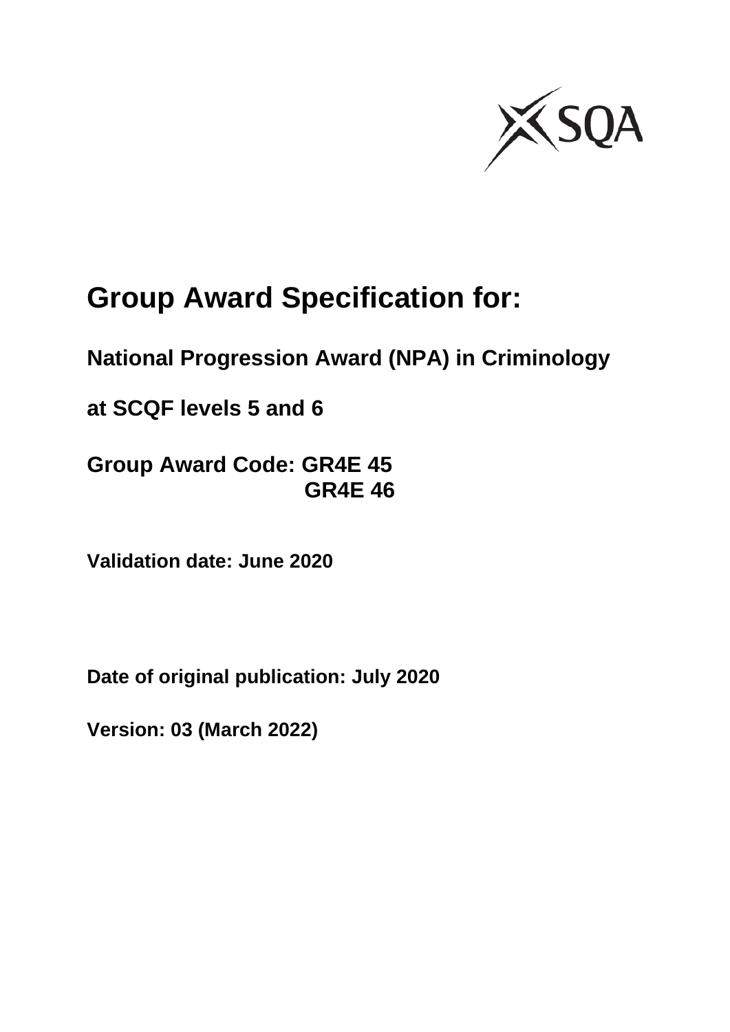# Group Award Specification for:

**National Progression Award (NPA) in Criminology**

**at SCQF levels 5 and 6**

**Group Award Code: GR4E 45**
**GR4E 46**

**Validation date: June 2020**

**Date of original publication: July 2020**

**Version: 03 (March 2022)**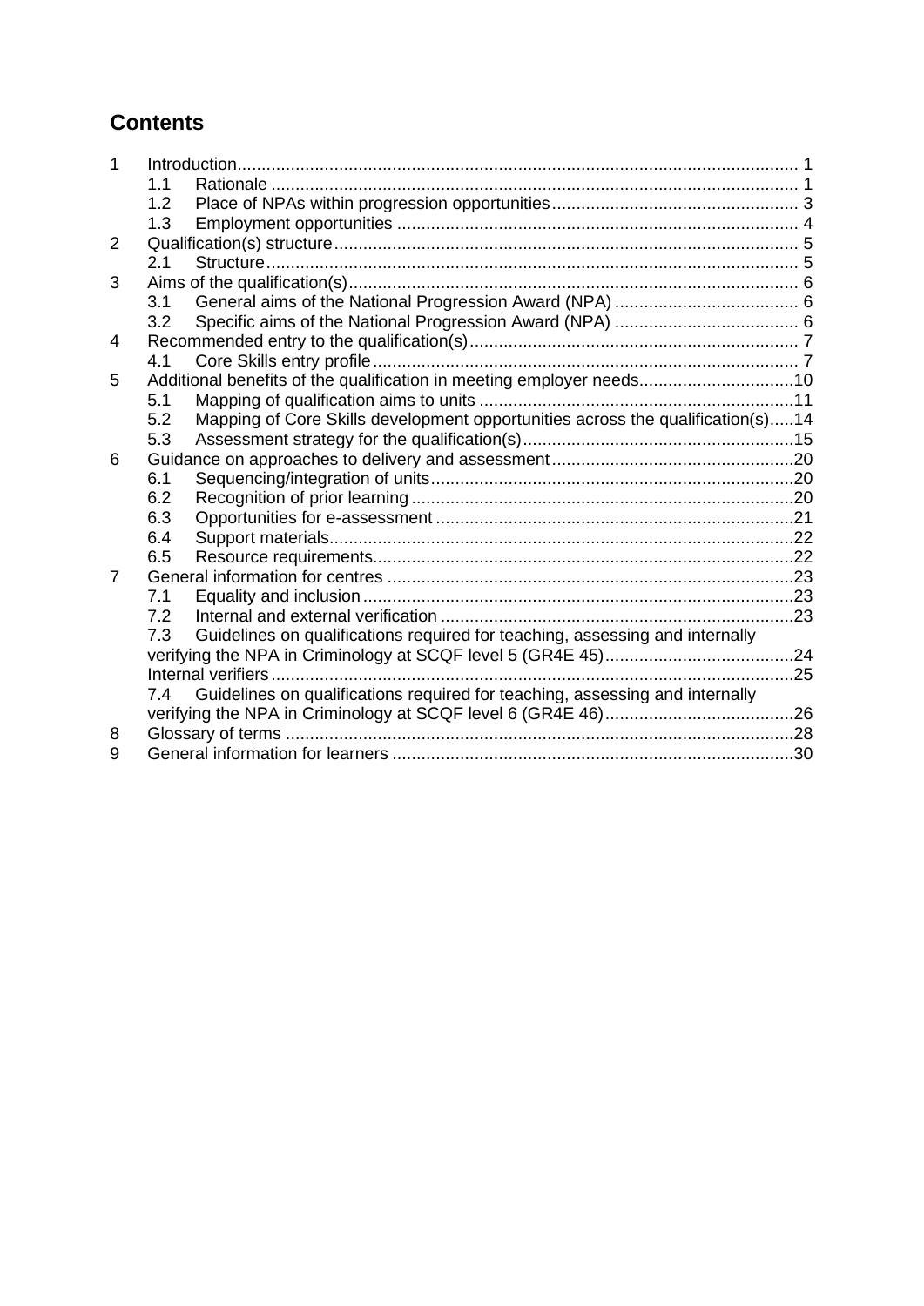# Contents

1 Introduction .......... 1
  - 1.1 Rationale .......... 1
  - 1.2 Place of NPAs within progression opportunities .......... 3
  - 1.3 Employment opportunities .......... 4

2 Qualification(s) structure .......... 5
  - 2.1 Structure .......... 5

3 Aims of the qualification(s) .......... 6
  - 3.1 General aims of the National Progression Award (NPA) .......... 6
  - 3.2 Specific aims of the National Progression Award (NPA) .......... 6

4 Recommended entry to the qualification(s) .......... 7
  - 4.1 Core Skills entry profile .......... 7

5 Additional benefits of the qualification in meeting employer needs .......... 10
  - 5.1 Mapping of qualification aims to units .......... 11
  - 5.2 Mapping of Core Skills development opportunities across the qualification(s) .......... 14
  - 5.3 Assessment strategy for the qualification(s) .......... 15

6 Guidance on approaches to delivery and assessment .......... 20
  - 6.1 Sequencing/integration of units .......... 20
  - 6.2 Recognition of prior learning .......... 20
  - 6.3 Opportunities for e-assessment .......... 21
  - 6.4 Support materials .......... 22
  - 6.5 Resource requirements .......... 22

7 General information for centres .......... 23
  - 7.1 Equality and inclusion .......... 23
  - 7.2 Internal and external verification .......... 23
  - 7.3 Guidelines on qualifications required for teaching, assessing and internally verifying the NPA in Criminology at SCQF level 5 (GR4E 45) .......... 24
  - Internal verifiers .......... 25
  - 7.4 Guidelines on qualifications required for teaching, assessing and internally verifying the NPA in Criminology at SCQF level 6 (GR4E 46) .......... 26

8 Glossary of terms .......... 28

9 General information for learners .......... 30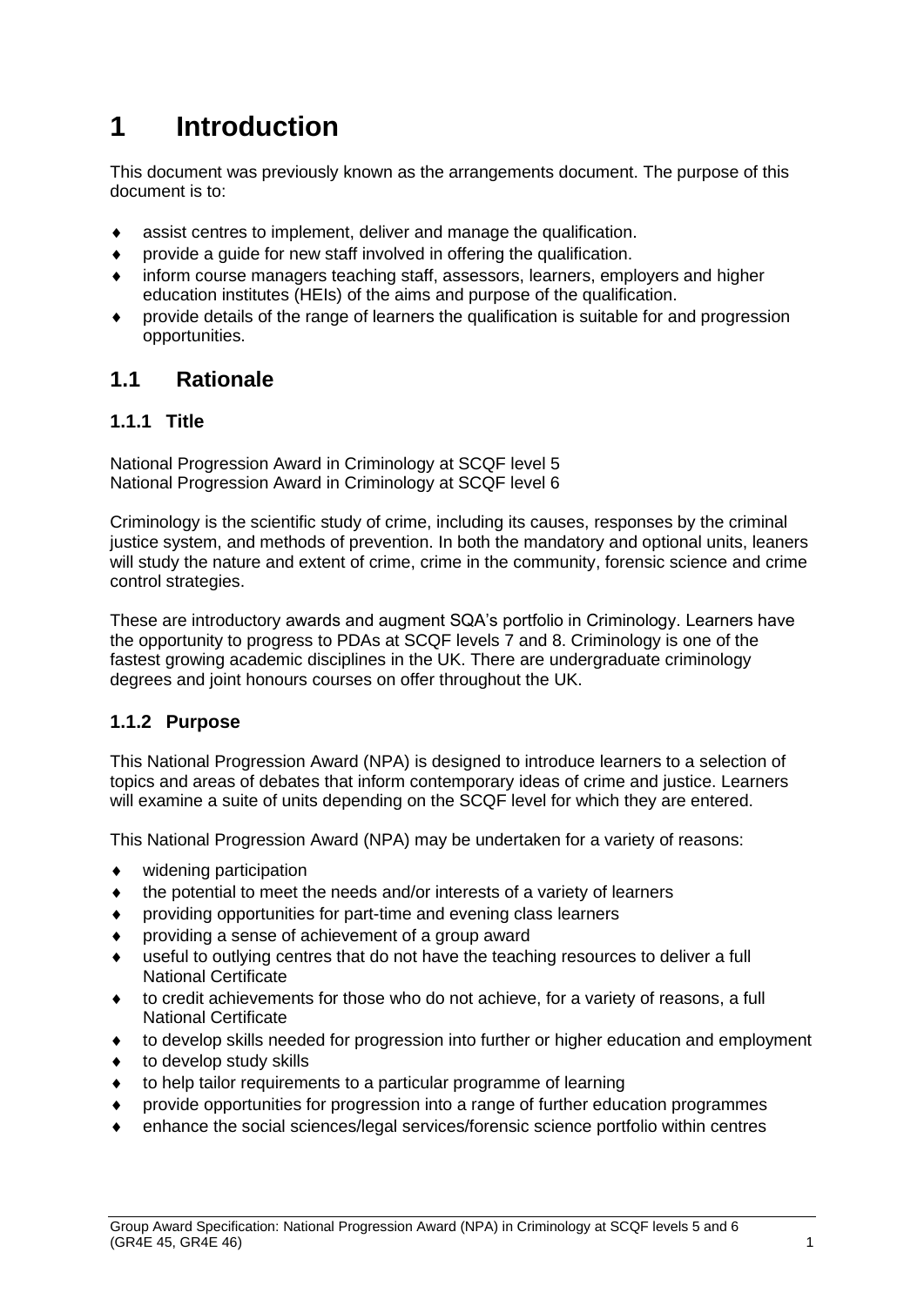# 1 Introduction

This document was previously known as the arrangements document. The purpose of this document is to:

- assist centres to implement, deliver and manage the qualification.
- provide a guide for new staff involved in offering the qualification.
- inform course managers teaching staff, assessors, learners, employers and higher education institutes (HEIs) of the aims and purpose of the qualification.
- provide details of the range of learners the qualification is suitable for and progression opportunities.

## 1.1 Rationale

### 1.1.1 Title

National Progression Award in Criminology at SCQF level 5
National Progression Award in Criminology at SCQF level 6

Criminology is the scientific study of crime, including its causes, responses by the criminal justice system, and methods of prevention. In both the mandatory and optional units, leaners will study the nature and extent of crime, crime in the community, forensic science and crime control strategies.

These are introductory awards and augment SQA's portfolio in Criminology. Learners have the opportunity to progress to PDAs at SCQF levels 7 and 8. Criminology is one of the fastest growing academic disciplines in the UK. There are undergraduate criminology degrees and joint honours courses on offer throughout the UK.

### 1.1.2 Purpose

This National Progression Award (NPA) is designed to introduce learners to a selection of topics and areas of debates that inform contemporary ideas of crime and justice. Learners will examine a suite of units depending on the SCQF level for which they are entered.

This National Progression Award (NPA) may be undertaken for a variety of reasons:

- widening participation
- the potential to meet the needs and/or interests of a variety of learners
- providing opportunities for part-time and evening class learners
- providing a sense of achievement of a group award
- useful to outlying centres that do not have the teaching resources to deliver a full National Certificate
- to credit achievements for those who do not achieve, for a variety of reasons, a full National Certificate
- to develop skills needed for progression into further or higher education and employment
- to develop study skills
- to help tailor requirements to a particular programme of learning
- provide opportunities for progression into a range of further education programmes
- enhance the social sciences/legal services/forensic science portfolio within centres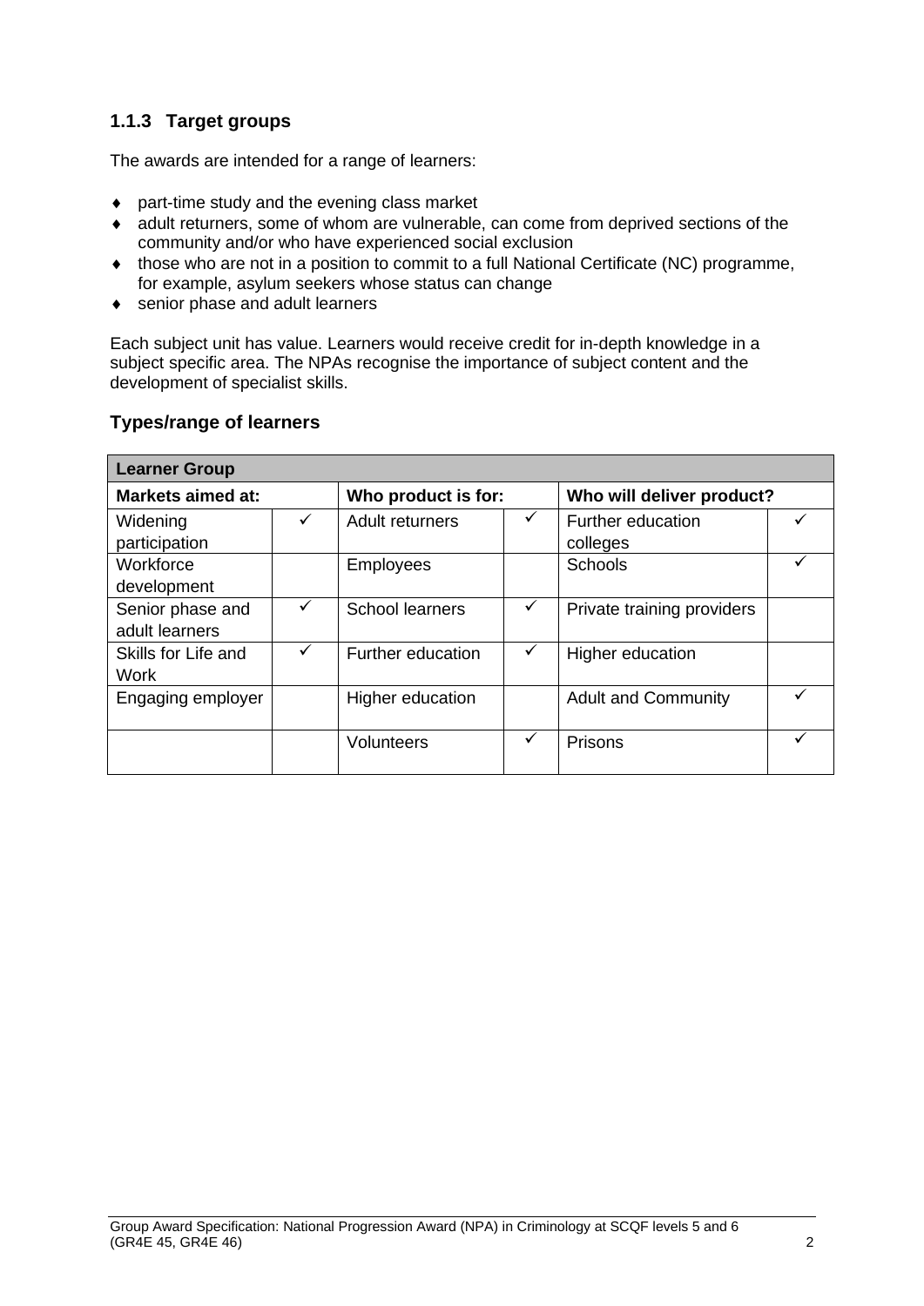### 1.1.3 Target groups

The awards are intended for a range of learners:

- part-time study and the evening class market
- adult returners, some of whom are vulnerable, can come from deprived sections of the community and/or who have experienced social exclusion
- those who are not in a position to commit to a full National Certificate (NC) programme, for example, asylum seekers whose status can change
- senior phase and adult learners

Each subject unit has value. Learners would receive credit for in-depth knowledge in a subject specific area. The NPAs recognise the importance of subject content and the development of specialist skills.

### Types/range of learners

| Learner Group | | | | | |
|---|---|---|---|---|---|
| **Markets aimed at:** | | **Who product is for:** | | **Who will deliver product?** | |
| Widening participation | ✓ | Adult returners | ✓ | Further education colleges | ✓ |
| Workforce development | | Employees | | Schools | ✓ |
| Senior phase and adult learners | ✓ | School learners | ✓ | Private training providers | |
| Skills for Life and Work | ✓ | Further education | ✓ | Higher education | |
| Engaging employer | | Higher education | | Adult and Community | ✓ |
| | | Volunteers | ✓ | Prisons | ✓ |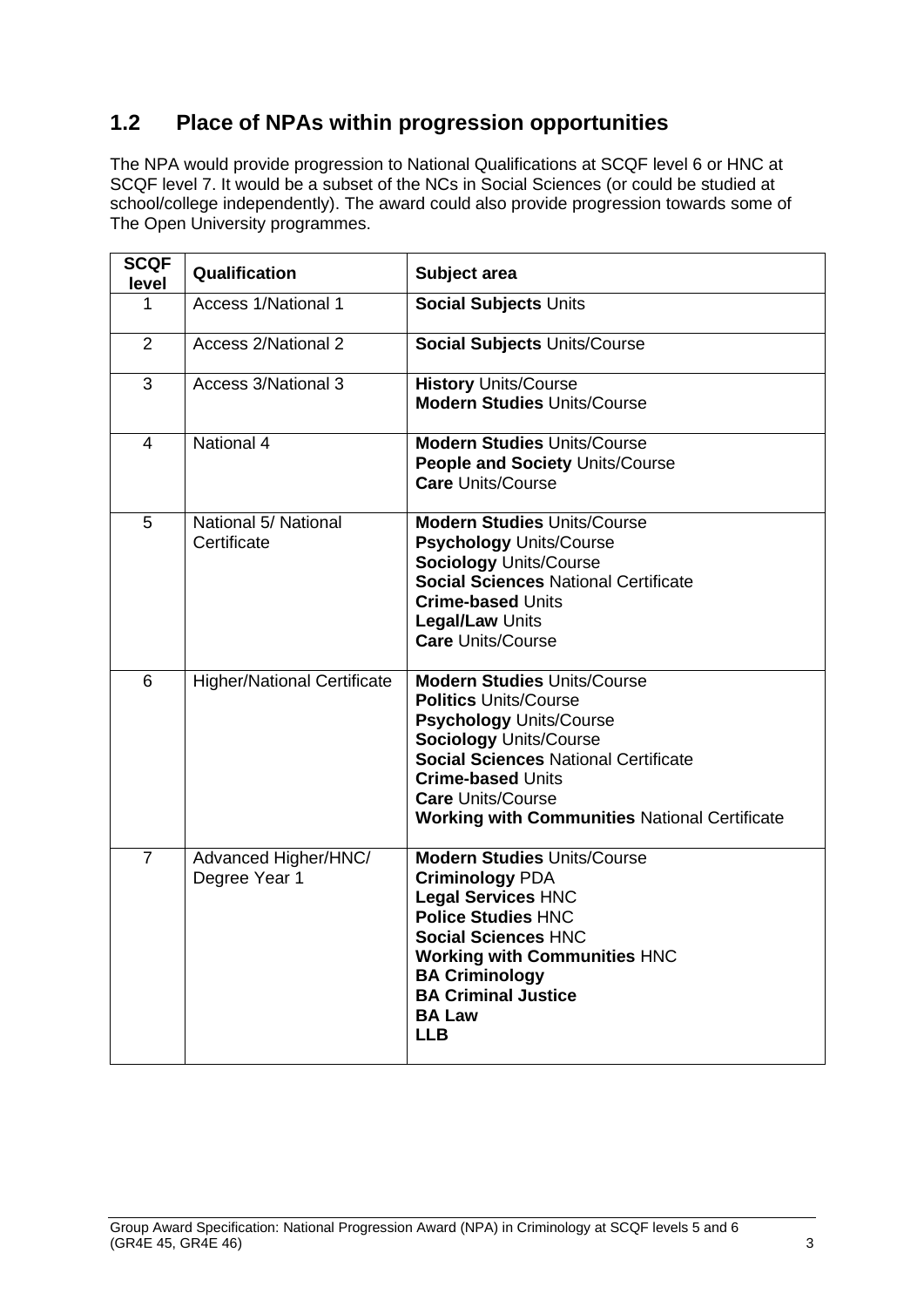## 1.2 Place of NPAs within progression opportunities

The NPA would provide progression to National Qualifications at SCQF level 6 or HNC at SCQF level 7. It would be a subset of the NCs in Social Sciences (or could be studied at school/college independently). The award could also provide progression towards some of The Open University programmes.

| SCQF level | Qualification | Subject area |
|---|---|---|
| 1 | Access 1/National 1 | **Social Subjects** Units |
| 2 | Access 2/National 2 | **Social Subjects** Units/Course |
| 3 | Access 3/National 3 | **History** Units/Course<br>**Modern Studies** Units/Course |
| 4 | National 4 | **Modern Studies** Units/Course<br>**People and Society** Units/Course<br>**Care** Units/Course |
| 5 | National 5/ National Certificate | **Modern Studies** Units/Course<br>**Psychology** Units/Course<br>**Sociology** Units/Course<br>**Social Sciences** National Certificate<br>**Crime-based** Units<br>**Legal/Law** Units<br>**Care** Units/Course |
| 6 | Higher/National Certificate | **Modern Studies** Units/Course<br>**Politics** Units/Course<br>**Psychology** Units/Course<br>**Sociology** Units/Course<br>**Social Sciences** National Certificate<br>**Crime-based** Units<br>**Care** Units/Course<br>**Working with Communities** National Certificate |
| 7 | Advanced Higher/HNC/ Degree Year 1 | **Modern Studies** Units/Course<br>**Criminology** PDA<br>**Legal Services** HNC<br>**Police Studies** HNC<br>**Social Sciences** HNC<br>**Working with Communities** HNC<br>**BA Criminology**<br>**BA Criminal Justice**<br>**BA Law**<br>**LLB** |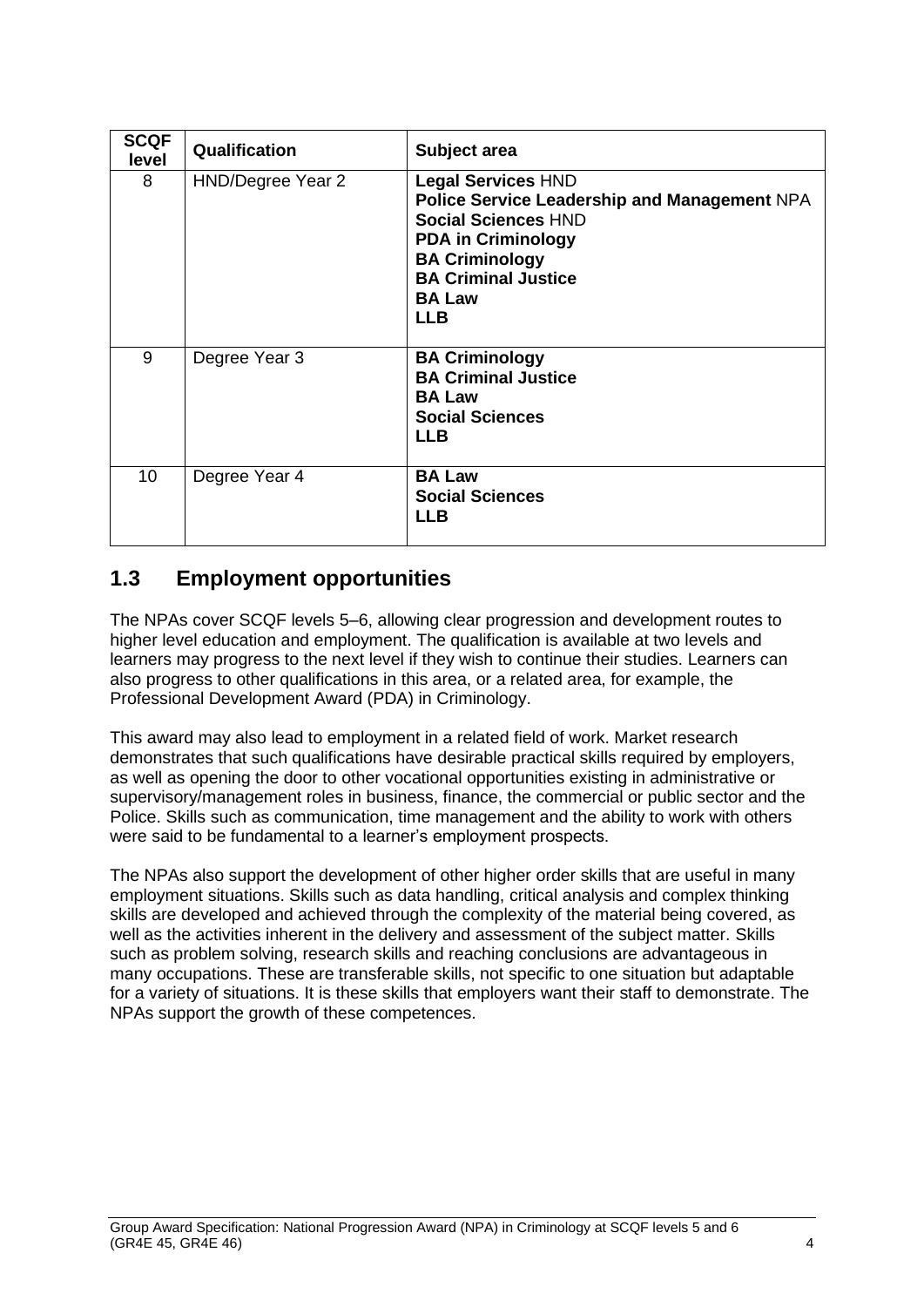| SCQF level | Qualification | Subject area |
| --- | --- | --- |
| 8 | HND/Degree Year 2 | **Legal Services** HND<br>**Police Service Leadership and Management** NPA<br>**Social Sciences** HND<br>**PDA in Criminology**<br>**BA Criminology**<br>**BA Criminal Justice**<br>**BA Law**<br>**LLB** |
| 9 | Degree Year 3 | **BA Criminology**<br>**BA Criminal Justice**<br>**BA Law**<br>**Social Sciences**<br>**LLB** |
| 10 | Degree Year 4 | **BA Law**<br>**Social Sciences**<br>**LLB** |

## 1.3 Employment opportunities

The NPAs cover SCQF levels 5–6, allowing clear progression and development routes to higher level education and employment. The qualification is available at two levels and learners may progress to the next level if they wish to continue their studies. Learners can also progress to other qualifications in this area, or a related area, for example, the Professional Development Award (PDA) in Criminology.

This award may also lead to employment in a related field of work. Market research demonstrates that such qualifications have desirable practical skills required by employers, as well as opening the door to other vocational opportunities existing in administrative or supervisory/management roles in business, finance, the commercial or public sector and the Police. Skills such as communication, time management and the ability to work with others were said to be fundamental to a learner's employment prospects.

The NPAs also support the development of other higher order skills that are useful in many employment situations. Skills such as data handling, critical analysis and complex thinking skills are developed and achieved through the complexity of the material being covered, as well as the activities inherent in the delivery and assessment of the subject matter. Skills such as problem solving, research skills and reaching conclusions are advantageous in many occupations. These are transferable skills, not specific to one situation but adaptable for a variety of situations. It is these skills that employers want their staff to demonstrate. The NPAs support the growth of these competences.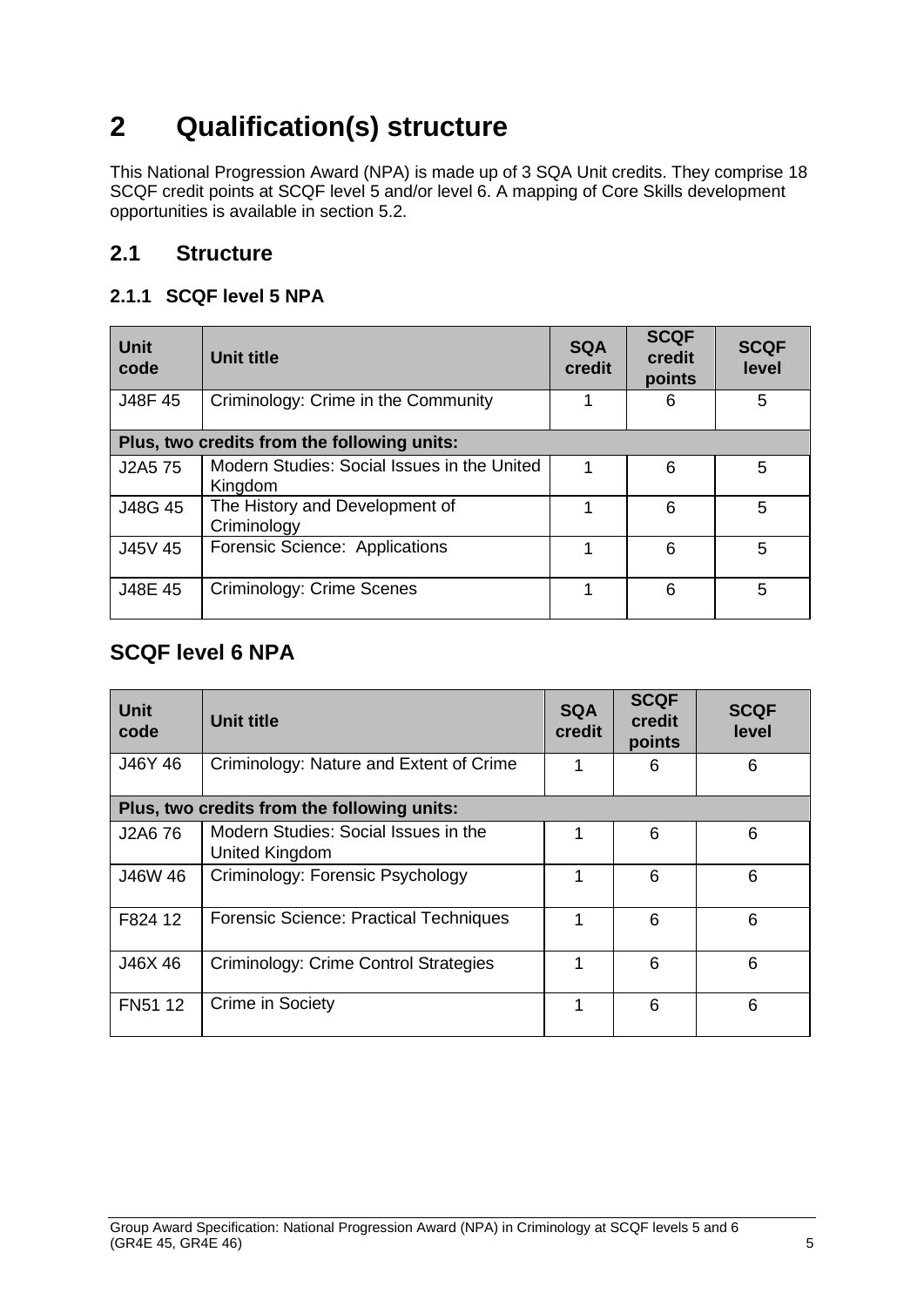# 2 Qualification(s) structure

This National Progression Award (NPA) is made up of 3 SQA Unit credits. They comprise 18 SCQF credit points at SCQF level 5 and/or level 6. A mapping of Core Skills development opportunities is available in section 5.2.

## 2.1 Structure

### 2.1.1 SCQF level 5 NPA

| Unit code | Unit title | SQA credit | SCQF credit points | SCQF level |
|---|---|---|---|---|
| J48F 45 | Criminology: Crime in the Community | 1 | 6 | 5 |
| **Plus, two credits from the following units:** | | | | |
| J2A5 75 | Modern Studies: Social Issues in the United Kingdom | 1 | 6 | 5 |
| J48G 45 | The History and Development of Criminology | 1 | 6 | 5 |
| J45V 45 | Forensic Science: Applications | 1 | 6 | 5 |
| J48E 45 | Criminology: Crime Scenes | 1 | 6 | 5 |

## SCQF level 6 NPA

| Unit code | Unit title | SQA credit | SCQF credit points | SCQF level |
|---|---|---|---|---|
| J46Y 46 | Criminology: Nature and Extent of Crime | 1 | 6 | 6 |
| **Plus, two credits from the following units:** | | | | |
| J2A6 76 | Modern Studies: Social Issues in the United Kingdom | 1 | 6 | 6 |
| J46W 46 | Criminology: Forensic Psychology | 1 | 6 | 6 |
| F824 12 | Forensic Science: Practical Techniques | 1 | 6 | 6 |
| J46X 46 | Criminology: Crime Control Strategies | 1 | 6 | 6 |
| FN51 12 | Crime in Society | 1 | 6 | 6 |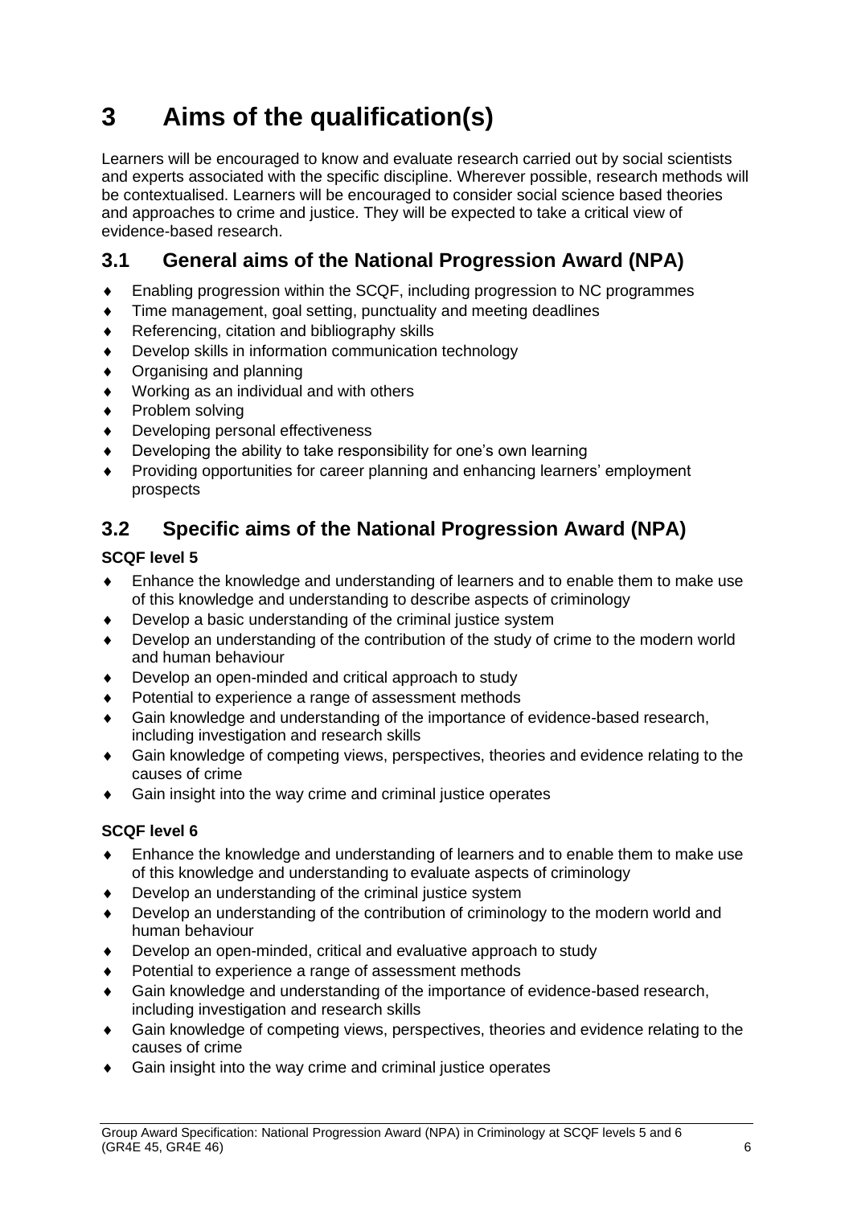# 3 Aims of the qualification(s)

Learners will be encouraged to know and evaluate research carried out by social scientists and experts associated with the specific discipline. Wherever possible, research methods will be contextualised. Learners will be encouraged to consider social science based theories and approaches to crime and justice. They will be expected to take a critical view of evidence-based research.

## 3.1 General aims of the National Progression Award (NPA)

- Enabling progression within the SCQF, including progression to NC programmes
- Time management, goal setting, punctuality and meeting deadlines
- Referencing, citation and bibliography skills
- Develop skills in information communication technology
- Organising and planning
- Working as an individual and with others
- Problem solving
- Developing personal effectiveness
- Developing the ability to take responsibility for one's own learning
- Providing opportunities for career planning and enhancing learners' employment prospects

## 3.2 Specific aims of the National Progression Award (NPA)

**SCQF level 5**

- Enhance the knowledge and understanding of learners and to enable them to make use of this knowledge and understanding to describe aspects of criminology
- Develop a basic understanding of the criminal justice system
- Develop an understanding of the contribution of the study of crime to the modern world and human behaviour
- Develop an open-minded and critical approach to study
- Potential to experience a range of assessment methods
- Gain knowledge and understanding of the importance of evidence-based research, including investigation and research skills
- Gain knowledge of competing views, perspectives, theories and evidence relating to the causes of crime
- Gain insight into the way crime and criminal justice operates

**SCQF level 6**

- Enhance the knowledge and understanding of learners and to enable them to make use of this knowledge and understanding to evaluate aspects of criminology
- Develop an understanding of the criminal justice system
- Develop an understanding of the contribution of criminology to the modern world and human behaviour
- Develop an open-minded, critical and evaluative approach to study
- Potential to experience a range of assessment methods
- Gain knowledge and understanding of the importance of evidence-based research, including investigation and research skills
- Gain knowledge of competing views, perspectives, theories and evidence relating to the causes of crime
- Gain insight into the way crime and criminal justice operates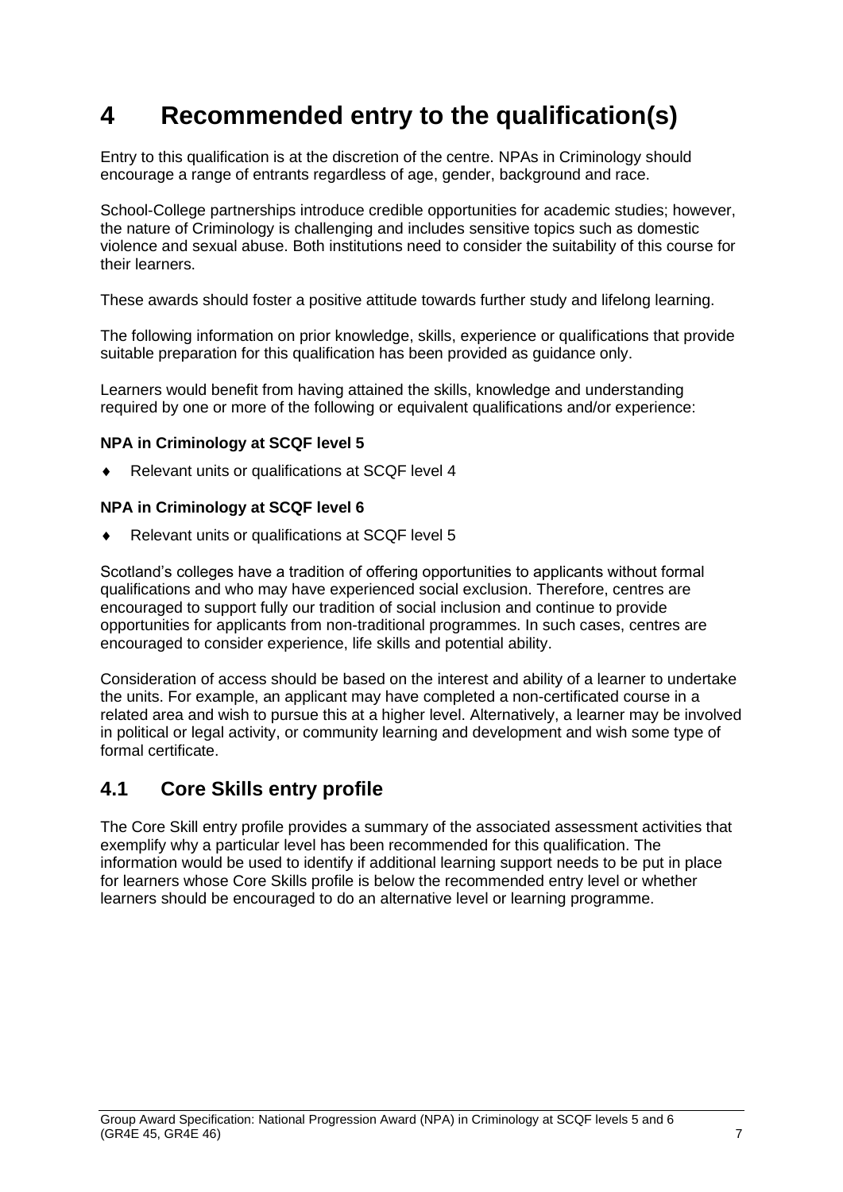# 4 Recommended entry to the qualification(s)

Entry to this qualification is at the discretion of the centre. NPAs in Criminology should encourage a range of entrants regardless of age, gender, background and race.

School-College partnerships introduce credible opportunities for academic studies; however, the nature of Criminology is challenging and includes sensitive topics such as domestic violence and sexual abuse. Both institutions need to consider the suitability of this course for their learners.

These awards should foster a positive attitude towards further study and lifelong learning.

The following information on prior knowledge, skills, experience or qualifications that provide suitable preparation for this qualification has been provided as guidance only.

Learners would benefit from having attained the skills, knowledge and understanding required by one or more of the following or equivalent qualifications and/or experience:

**NPA in Criminology at SCQF level 5**

- Relevant units or qualifications at SCQF level 4

**NPA in Criminology at SCQF level 6**

- Relevant units or qualifications at SCQF level 5

Scotland's colleges have a tradition of offering opportunities to applicants without formal qualifications and who may have experienced social exclusion. Therefore, centres are encouraged to support fully our tradition of social inclusion and continue to provide opportunities for applicants from non-traditional programmes. In such cases, centres are encouraged to consider experience, life skills and potential ability.

Consideration of access should be based on the interest and ability of a learner to undertake the units. For example, an applicant may have completed a non-certificated course in a related area and wish to pursue this at a higher level. Alternatively, a learner may be involved in political or legal activity, or community learning and development and wish some type of formal certificate.

## 4.1 Core Skills entry profile

The Core Skill entry profile provides a summary of the associated assessment activities that exemplify why a particular level has been recommended for this qualification. The information would be used to identify if additional learning support needs to be put in place for learners whose Core Skills profile is below the recommended entry level or whether learners should be encouraged to do an alternative level or learning programme.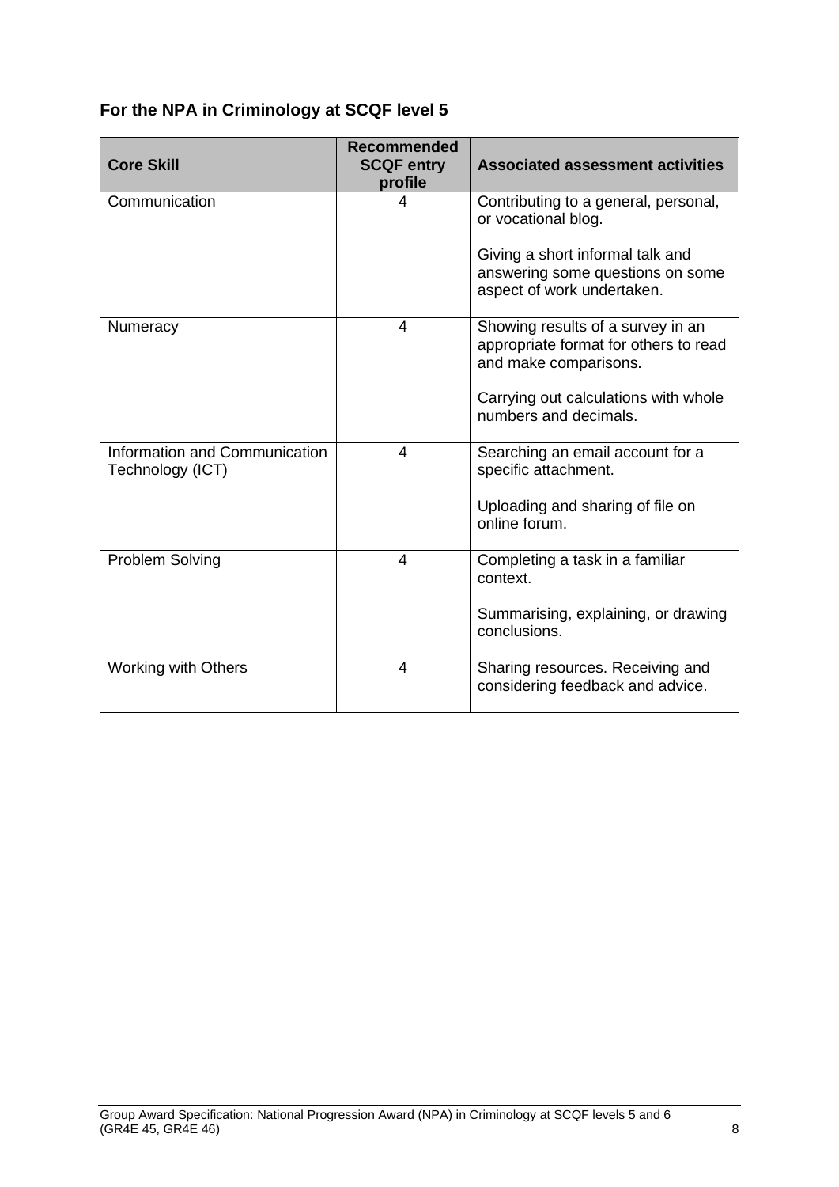**For the NPA in Criminology at SCQF level 5**

| Core Skill | Recommended SCQF entry profile | Associated assessment activities |
|---|---|---|
| Communication | 4 | Contributing to a general, personal, or vocational blog.<br><br>Giving a short informal talk and answering some questions on some aspect of work undertaken. |
| Numeracy | 4 | Showing results of a survey in an appropriate format for others to read and make comparisons.<br><br>Carrying out calculations with whole numbers and decimals. |
| Information and Communication Technology (ICT) | 4 | Searching an email account for a specific attachment.<br><br>Uploading and sharing of file on online forum. |
| Problem Solving | 4 | Completing a task in a familiar context.<br><br>Summarising, explaining, or drawing conclusions. |
| Working with Others | 4 | Sharing resources. Receiving and considering feedback and advice. |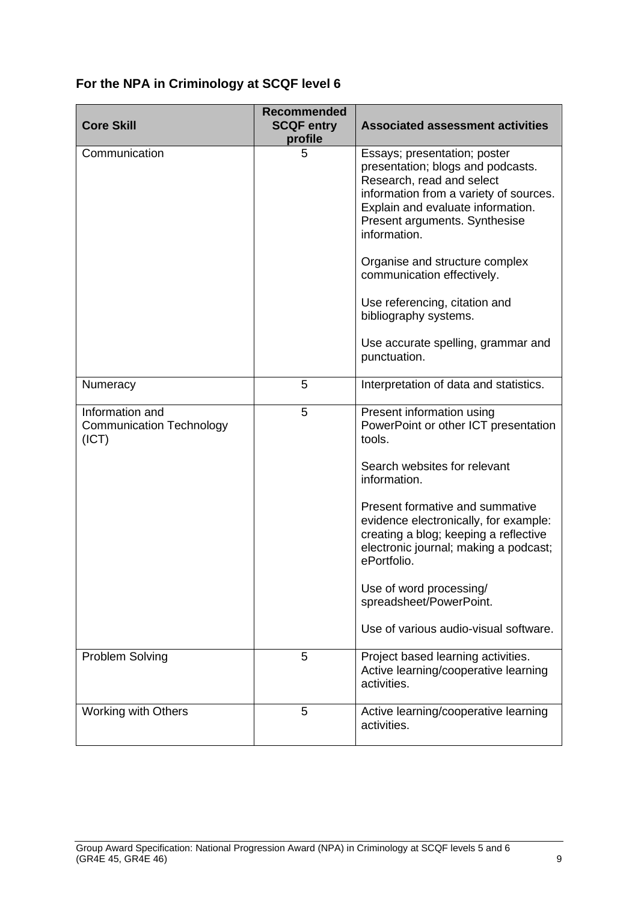### For the NPA in Criminology at SCQF level 6

| Core Skill | Recommended SCQF entry profile | Associated assessment activities |
|---|---|---|
| Communication | 5 | Essays; presentation; poster presentation; blogs and podcasts. Research, read and select information from a variety of sources. Explain and evaluate information. Present arguments. Synthesise information.<br><br>Organise and structure complex communication effectively.<br><br>Use referencing, citation and bibliography systems.<br><br>Use accurate spelling, grammar and punctuation. |
| Numeracy | 5 | Interpretation of data and statistics. |
| Information and Communication Technology (ICT) | 5 | Present information using PowerPoint or other ICT presentation tools.<br><br>Search websites for relevant information.<br><br>Present formative and summative evidence electronically, for example: creating a blog; keeping a reflective electronic journal; making a podcast; ePortfolio.<br><br>Use of word processing/ spreadsheet/PowerPoint.<br><br>Use of various audio-visual software. |
| Problem Solving | 5 | Project based learning activities. Active learning/cooperative learning activities. |
| Working with Others | 5 | Active learning/cooperative learning activities. |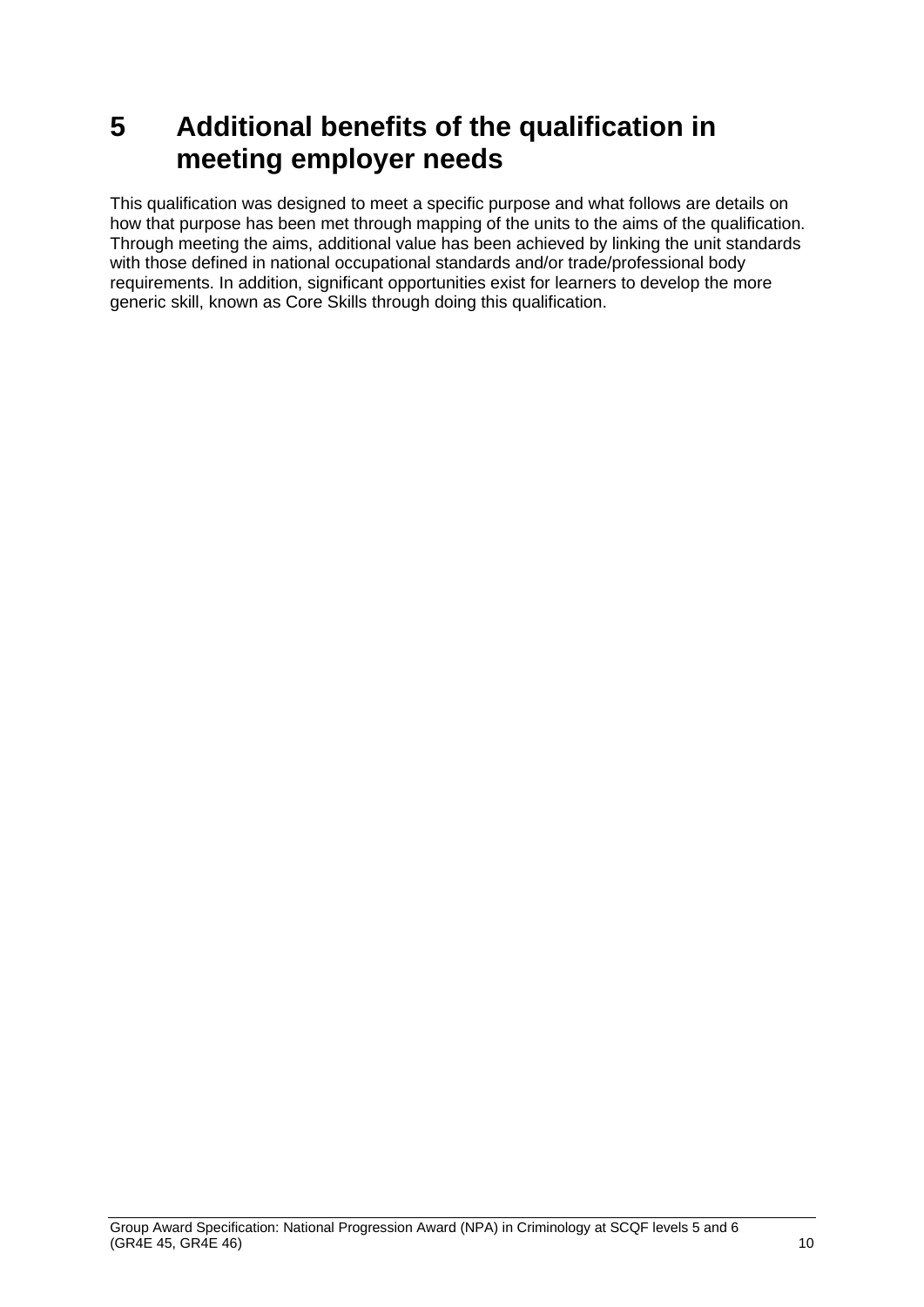# 5 Additional benefits of the qualification in meeting employer needs

This qualification was designed to meet a specific purpose and what follows are details on how that purpose has been met through mapping of the units to the aims of the qualification. Through meeting the aims, additional value has been achieved by linking the unit standards with those defined in national occupational standards and/or trade/professional body requirements. In addition, significant opportunities exist for learners to develop the more generic skill, known as Core Skills through doing this qualification.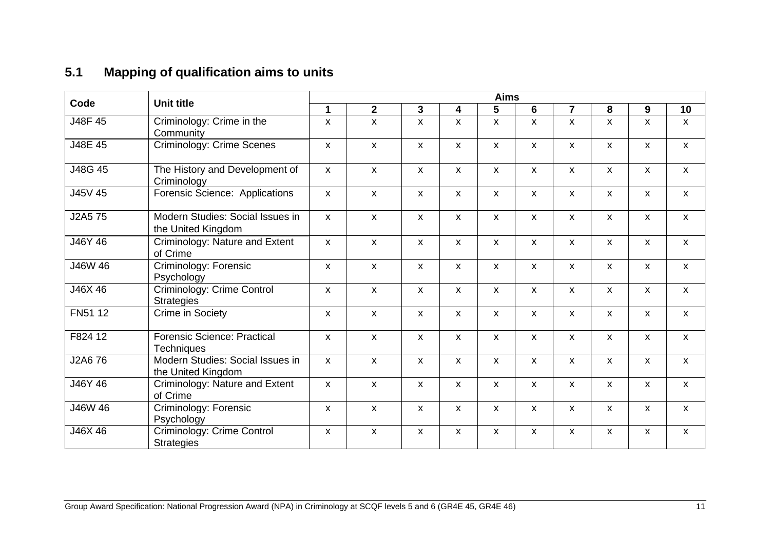## 5.1 Mapping of qualification aims to units

| Code | Unit title | Aims | | | | | | | | | |
|---|---|---|---|---|---|---|---|---|---|---|---|
| | | 1 | 2 | 3 | 4 | 5 | 6 | 7 | 8 | 9 | 10 |
| J48F 45 | Criminology: Crime in the Community | x | x | x | x | x | x | x | x | x | x |
| J48E 45 | Criminology: Crime Scenes | x | x | x | x | x | x | x | x | x | x |
| J48G 45 | The History and Development of Criminology | x | x | x | x | x | x | x | x | x | x |
| J45V 45 | Forensic Science: Applications | x | x | x | x | x | x | x | x | x | x |
| J2A5 75 | Modern Studies: Social Issues in the United Kingdom | x | x | x | x | x | x | x | x | x | x |
| J46Y 46 | Criminology: Nature and Extent of Crime | x | x | x | x | x | x | x | x | x | x |
| J46W 46 | Criminology: Forensic Psychology | x | x | x | x | x | x | x | x | x | x |
| J46X 46 | Criminology: Crime Control Strategies | x | x | x | x | x | x | x | x | x | x |
| FN51 12 | Crime in Society | x | x | x | x | x | x | x | x | x | x |
| F824 12 | Forensic Science: Practical Techniques | x | x | x | x | x | x | x | x | x | x |
| J2A6 76 | Modern Studies: Social Issues in the United Kingdom | x | x | x | x | x | x | x | x | x | x |
| J46Y 46 | Criminology: Nature and Extent of Crime | x | x | x | x | x | x | x | x | x | x |
| J46W 46 | Criminology: Forensic Psychology | x | x | x | x | x | x | x | x | x | x |
| J46X 46 | Criminology: Crime Control Strategies | x | x | x | x | x | x | x | x | x | x |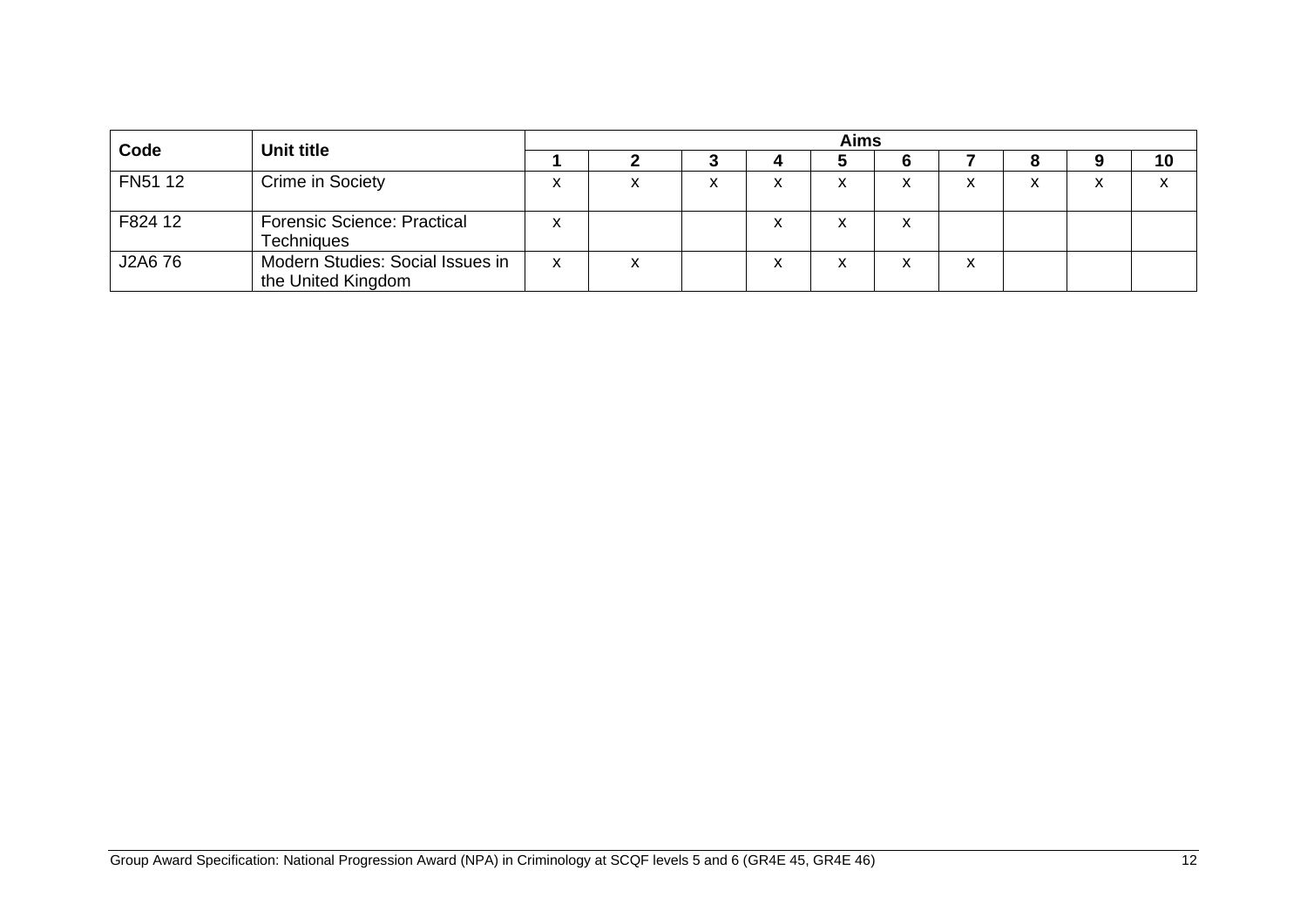| Code | Unit title | Aims | | | | | | | | | |
|---|---|---|---|---|---|---|---|---|---|---|---|
| | | 1 | 2 | 3 | 4 | 5 | 6 | 7 | 8 | 9 | 10 |
| FN51 12 | Crime in Society | x | x | x | x | x | x | x | x | x | x |
| F824 12 | Forensic Science: Practical Techniques | x | | | x | x | x | | | | |
| J2A6 76 | Modern Studies: Social Issues in the United Kingdom | x | x | | x | x | x | x | | | |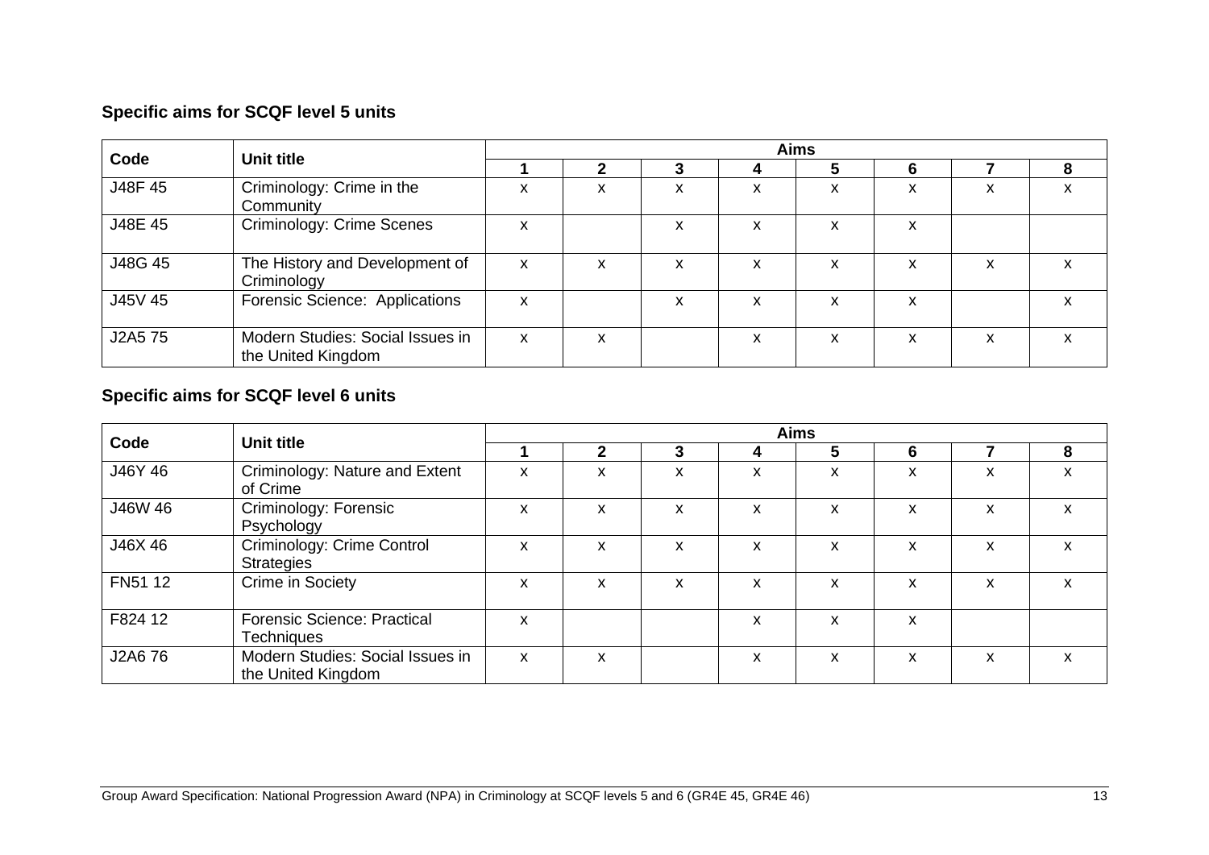### Specific aims for SCQF level 5 units

| Code | Unit title | Aims | | | | | | | |
|---|---|---|---|---|---|---|---|---|---|
| | | 1 | 2 | 3 | 4 | 5 | 6 | 7 | 8 |
| J48F 45 | Criminology: Crime in the Community | x | x | x | x | x | x | x | x |
| J48E 45 | Criminology: Crime Scenes | x | | x | x | x | x | | |
| J48G 45 | The History and Development of Criminology | x | x | x | x | x | x | x | x |
| J45V 45 | Forensic Science: Applications | x | | x | x | x | x | | x |
| J2A5 75 | Modern Studies: Social Issues in the United Kingdom | x | x | | x | x | x | x | x |

### Specific aims for SCQF level 6 units

| Code | Unit title | Aims | | | | | | | |
|---|---|---|---|---|---|---|---|---|---|
| | | 1 | 2 | 3 | 4 | 5 | 6 | 7 | 8 |
| J46Y 46 | Criminology: Nature and Extent of Crime | x | x | x | x | x | x | x | x |
| J46W 46 | Criminology: Forensic Psychology | x | x | x | x | x | x | x | x |
| J46X 46 | Criminology: Crime Control Strategies | x | x | x | x | x | x | x | x |
| FN51 12 | Crime in Society | x | x | x | x | x | x | x | x |
| F824 12 | Forensic Science: Practical Techniques | x | | | x | x | x | | |
| J2A6 76 | Modern Studies: Social Issues in the United Kingdom | x | x | | x | x | x | x | x |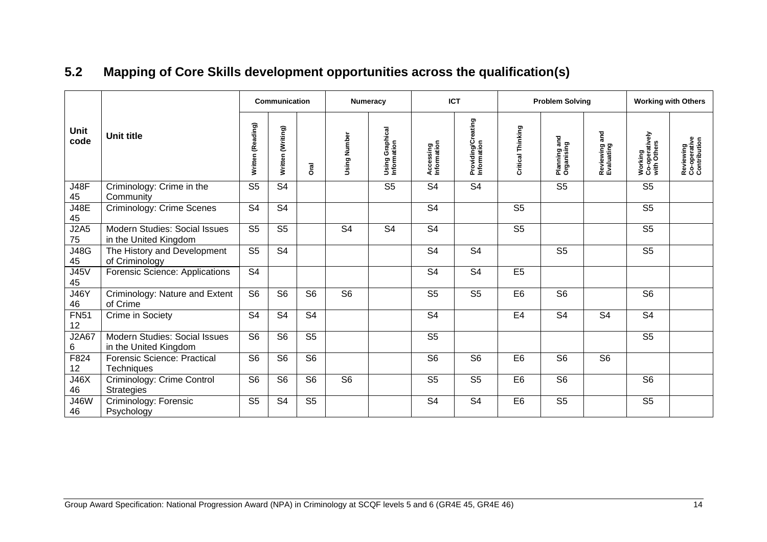## 5.2 Mapping of Core Skills development opportunities across the qualification(s)

| Unit code | Unit title | Communication | | | Numeracy | | ICT | | Problem Solving | | | Working with Others | |
|---|---|---|---|---|---|---|---|---|---|---|---|---|---|
| | | Written (Reading) | Written (Writing) | Oral | Using Number | Using Graphical Information | Accessing Information | Providing/Creating Information | Critical Thinking | Planning and Organising | Reviewing and Evaluating | Working Co-operatively with Others | Reviewing Co-operative Contribution |
| J48F 45 | Criminology: Crime in the Community | S5 | S4 | | | S5 | S4 | S4 | | S5 | | S5 | |
| J48E 45 | Criminology: Crime Scenes | S4 | S4 | | | | S4 | | S5 | | | S5 | |
| J2A5 75 | Modern Studies: Social Issues in the United Kingdom | S5 | S5 | | S4 | S4 | S4 | | S5 | | | S5 | |
| J48G 45 | The History and Development of Criminology | S5 | S4 | | | | S4 | S4 | | S5 | | S5 | |
| J45V 45 | Forensic Science: Applications | S4 | | | | | S4 | S4 | E5 | | | | |
| J46Y 46 | Criminology: Nature and Extent of Crime | S6 | S6 | S6 | S6 | | S5 | S5 | E6 | S6 | | S6 | |
| FN51 12 | Crime in Society | S4 | S4 | S4 | | | S4 | | E4 | S4 | S4 | S4 | |
| J2A67 6 | Modern Studies: Social Issues in the United Kingdom | S6 | S6 | S5 | | | S5 | | | | | S5 | |
| F824 12 | Forensic Science: Practical Techniques | S6 | S6 | S6 | | | S6 | S6 | E6 | S6 | S6 | | |
| J46X 46 | Criminology: Crime Control Strategies | S6 | S6 | S6 | S6 | | S5 | S5 | E6 | S6 | | S6 | |
| J46W 46 | Criminology: Forensic Psychology | S5 | S4 | S5 | | | S4 | S4 | E6 | S5 | | S5 | |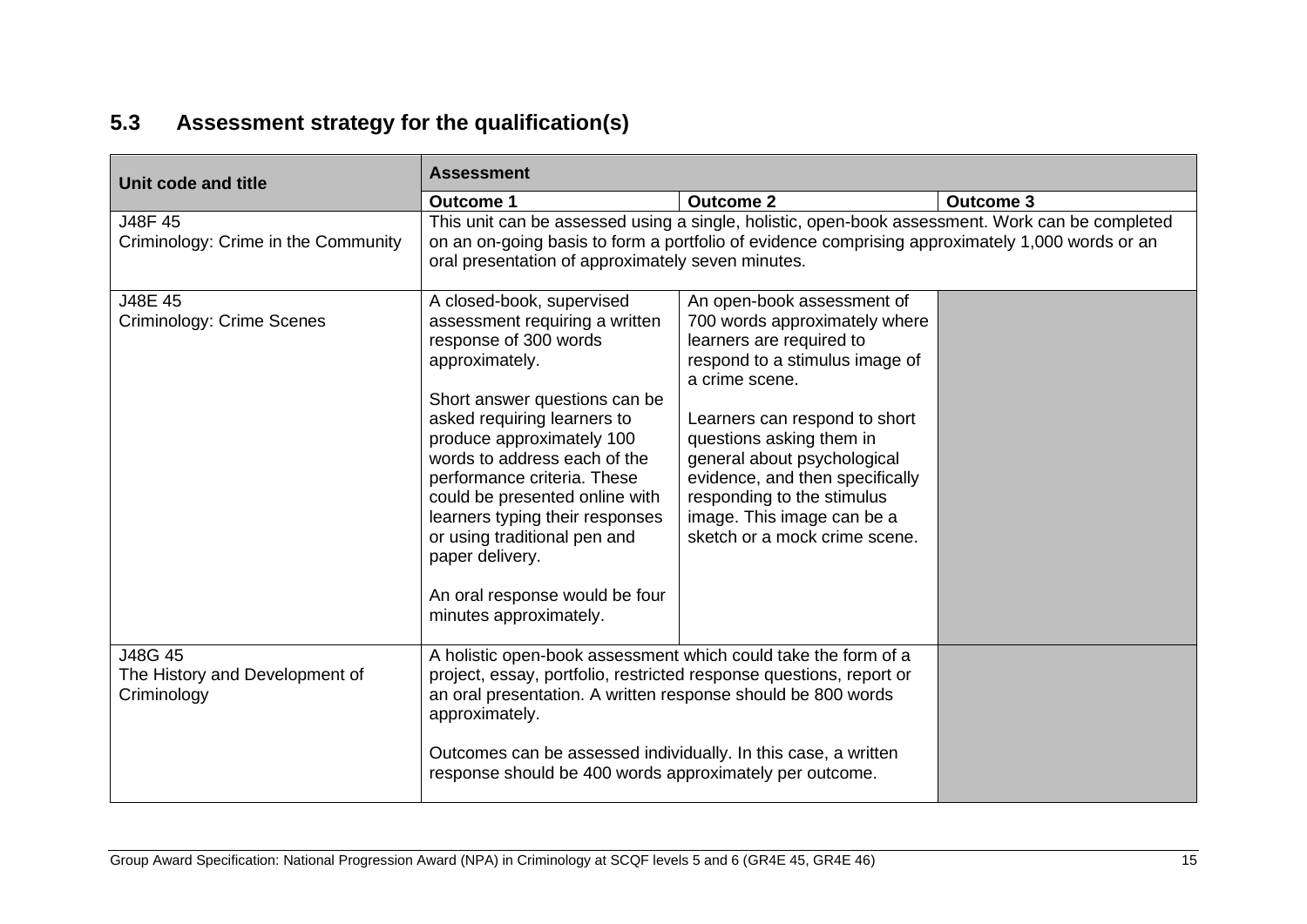## 5.3 Assessment strategy for the qualification(s)

| Unit code and title | Assessment | | |
|---|---|---|---|
| | **Outcome 1** | **Outcome 2** | **Outcome 3** |
| J48F 45<br>Criminology: Crime in the Community | This unit can be assessed using a single, holistic, open-book assessment. Work can be completed on an on-going basis to form a portfolio of evidence comprising approximately 1,000 words or an oral presentation of approximately seven minutes. | | |
| J48E 45<br>Criminology: Crime Scenes | A closed-book, supervised assessment requiring a written response of 300 words approximately.<br><br>Short answer questions can be asked requiring learners to produce approximately 100 words to address each of the performance criteria. These could be presented online with learners typing their responses or using traditional pen and paper delivery.<br><br>An oral response would be four minutes approximately. | An open-book assessment of 700 words approximately where learners are required to respond to a stimulus image of a crime scene.<br><br>Learners can respond to short questions asking them in general about psychological evidence, and then specifically responding to the stimulus image. This image can be a sketch or a mock crime scene. | |
| J48G 45<br>The History and Development of Criminology | A holistic open-book assessment which could take the form of a project, essay, portfolio, restricted response questions, report or an oral presentation. A written response should be 800 words approximately.<br><br>Outcomes can be assessed individually. In this case, a written response should be 400 words approximately per outcome. | | |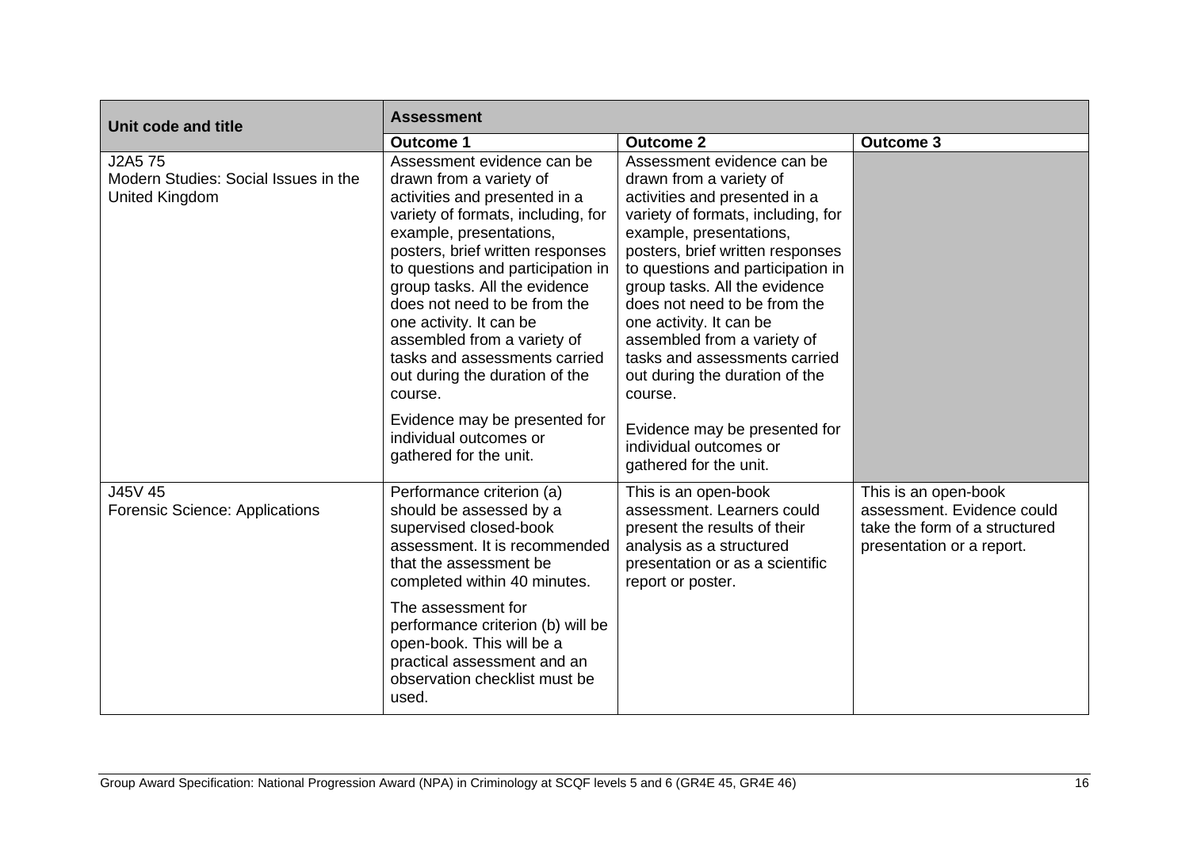| Unit code and title | Assessment | | |
|---|---|---|---|
| | **Outcome 1** | **Outcome 2** | **Outcome 3** |
| J2A5 75<br>Modern Studies: Social Issues in the United Kingdom | Assessment evidence can be drawn from a variety of activities and presented in a variety of formats, including, for example, presentations, posters, brief written responses to questions and participation in group tasks. All the evidence does not need to be from the one activity. It can be assembled from a variety of tasks and assessments carried out during the duration of the course.<br><br>Evidence may be presented for individual outcomes or gathered for the unit. | Assessment evidence can be drawn from a variety of activities and presented in a variety of formats, including, for example, presentations, posters, brief written responses to questions and participation in group tasks. All the evidence does not need to be from the one activity. It can be assembled from a variety of tasks and assessments carried out during the duration of the course.<br><br>Evidence may be presented for individual outcomes or gathered for the unit. | |
| J45V 45<br>Forensic Science: Applications | Performance criterion (a) should be assessed by a supervised closed-book assessment. It is recommended that the assessment be completed within 40 minutes.<br><br>The assessment for performance criterion (b) will be open-book. This will be a practical assessment and an observation checklist must be used. | This is an open-book assessment. Learners could present the results of their analysis as a structured presentation or as a scientific report or poster. | This is an open-book assessment. Evidence could take the form of a structured presentation or a report. |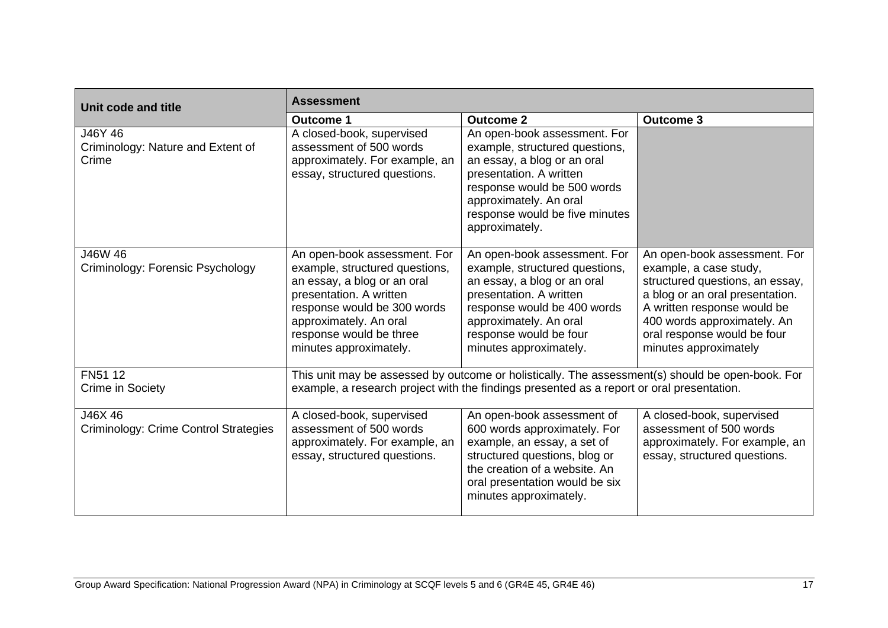| Unit code and title | Assessment | | |
|---|---|---|---|
| | **Outcome 1** | **Outcome 2** | **Outcome 3** |
| J46Y 46<br>Criminology: Nature and Extent of Crime | A closed-book, supervised assessment of 500 words approximately. For example, an essay, structured questions. | An open-book assessment. For example, structured questions, an essay, a blog or an oral presentation. A written response would be 500 words approximately. An oral response would be five minutes approximately. | |
| J46W 46<br>Criminology: Forensic Psychology | An open-book assessment. For example, structured questions, an essay, a blog or an oral presentation. A written response would be 300 words approximately. An oral response would be three minutes approximately. | An open-book assessment. For example, structured questions, an essay, a blog or an oral presentation. A written response would be 400 words approximately. An oral response would be four minutes approximately. | An open-book assessment. For example, a case study, structured questions, an essay, a blog or an oral presentation. A written response would be 400 words approximately. An oral response would be four minutes approximately |
| FN51 12<br>Crime in Society | This unit may be assessed by outcome or holistically. The assessment(s) should be open-book. For example, a research project with the findings presented as a report or oral presentation. | | |
| J46X 46<br>Criminology: Crime Control Strategies | A closed-book, supervised assessment of 500 words approximately. For example, an essay, structured questions. | An open-book assessment of 600 words approximately. For example, an essay, a set of structured questions, blog or the creation of a website. An oral presentation would be six minutes approximately. | A closed-book, supervised assessment of 500 words approximately. For example, an essay, structured questions. |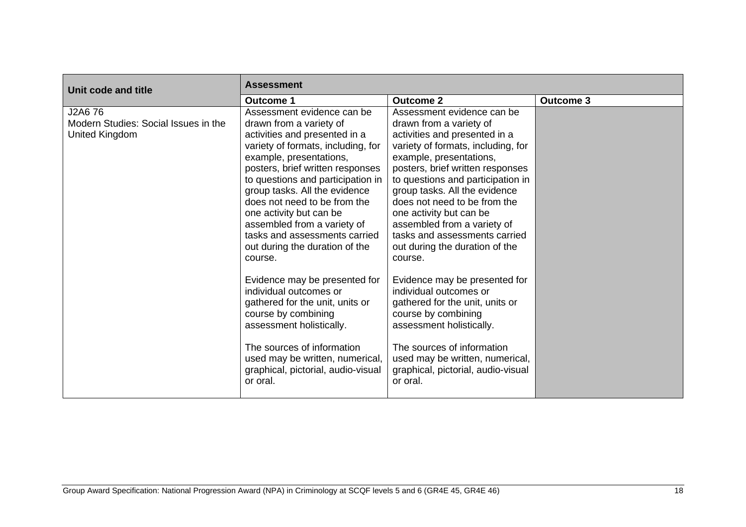| Unit code and title | Assessment | | |
|---|---|---|---|
| | **Outcome 1** | **Outcome 2** | **Outcome 3** |
| J2A6 76<br>Modern Studies: Social Issues in the United Kingdom | Assessment evidence can be drawn from a variety of activities and presented in a variety of formats, including, for example, presentations, posters, brief written responses to questions and participation in group tasks. All the evidence does not need to be from the one activity but can be assembled from a variety of tasks and assessments carried out during the duration of the course.<br><br>Evidence may be presented for individual outcomes or gathered for the unit, units or course by combining assessment holistically.<br><br>The sources of information used may be written, numerical, graphical, pictorial, audio-visual or oral. | Assessment evidence can be drawn from a variety of activities and presented in a variety of formats, including, for example, presentations, posters, brief written responses to questions and participation in group tasks. All the evidence does not need to be from the one activity but can be assembled from a variety of tasks and assessments carried out during the duration of the course.<br><br>Evidence may be presented for individual outcomes or gathered for the unit, units or course by combining assessment holistically.<br><br>The sources of information used may be written, numerical, graphical, pictorial, audio-visual or oral. | |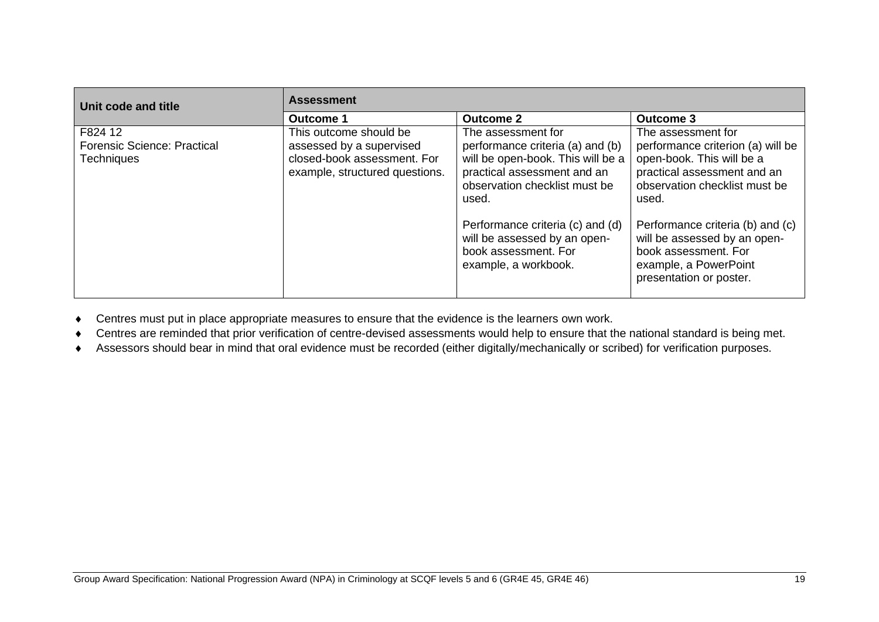| Unit code and title | Assessment | | |
|---|---|---|---|
| | **Outcome 1** | **Outcome 2** | **Outcome 3** |
| F824 12<br>Forensic Science: Practical Techniques | This outcome should be assessed by a supervised closed-book assessment. For example, structured questions. | The assessment for performance criteria (a) and (b) will be open-book. This will be a practical assessment and an observation checklist must be used.<br><br>Performance criteria (c) and (d) will be assessed by an open-book assessment. For example, a workbook. | The assessment for performance criterion (a) will be open-book. This will be a practical assessment and an observation checklist must be used.<br><br>Performance criteria (b) and (c) will be assessed by an open-book assessment. For example, a PowerPoint presentation or poster. |

- Centres must put in place appropriate measures to ensure that the evidence is the learners own work.
- Centres are reminded that prior verification of centre-devised assessments would help to ensure that the national standard is being met.
- Assessors should bear in mind that oral evidence must be recorded (either digitally/mechanically or scribed) for verification purposes.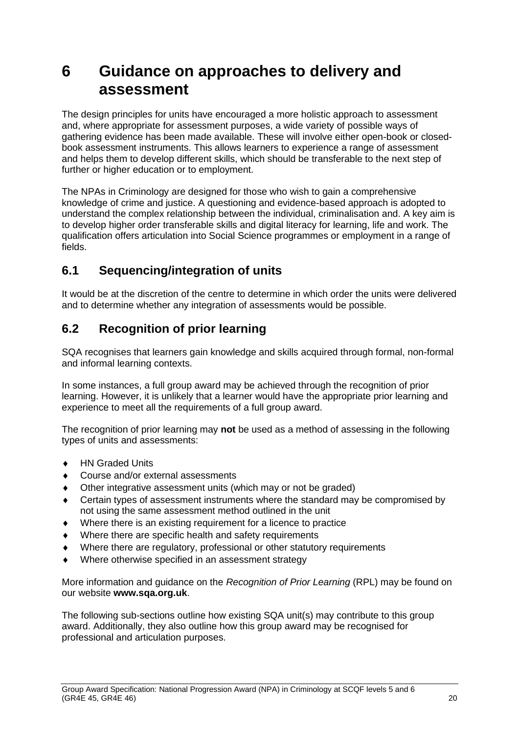# 6 Guidance on approaches to delivery and assessment

The design principles for units have encouraged a more holistic approach to assessment and, where appropriate for assessment purposes, a wide variety of possible ways of gathering evidence has been made available. These will involve either open-book or closed-book assessment instruments. This allows learners to experience a range of assessment and helps them to develop different skills, which should be transferable to the next step of further or higher education or to employment.

The NPAs in Criminology are designed for those who wish to gain a comprehensive knowledge of crime and justice. A questioning and evidence-based approach is adopted to understand the complex relationship between the individual, criminalisation and. A key aim is to develop higher order transferable skills and digital literacy for learning, life and work. The qualification offers articulation into Social Science programmes or employment in a range of fields.

## 6.1 Sequencing/integration of units

It would be at the discretion of the centre to determine in which order the units were delivered and to determine whether any integration of assessments would be possible.

## 6.2 Recognition of prior learning

SQA recognises that learners gain knowledge and skills acquired through formal, non-formal and informal learning contexts.

In some instances, a full group award may be achieved through the recognition of prior learning. However, it is unlikely that a learner would have the appropriate prior learning and experience to meet all the requirements of a full group award.

The recognition of prior learning may **not** be used as a method of assessing in the following types of units and assessments:

- HN Graded Units
- Course and/or external assessments
- Other integrative assessment units (which may or not be graded)
- Certain types of assessment instruments where the standard may be compromised by not using the same assessment method outlined in the unit
- Where there is an existing requirement for a licence to practice
- Where there are specific health and safety requirements
- Where there are regulatory, professional or other statutory requirements
- Where otherwise specified in an assessment strategy

More information and guidance on the *Recognition of Prior Learning* (RPL) may be found on our website **www.sqa.org.uk**.

The following sub-sections outline how existing SQA unit(s) may contribute to this group award. Additionally, they also outline how this group award may be recognised for professional and articulation purposes.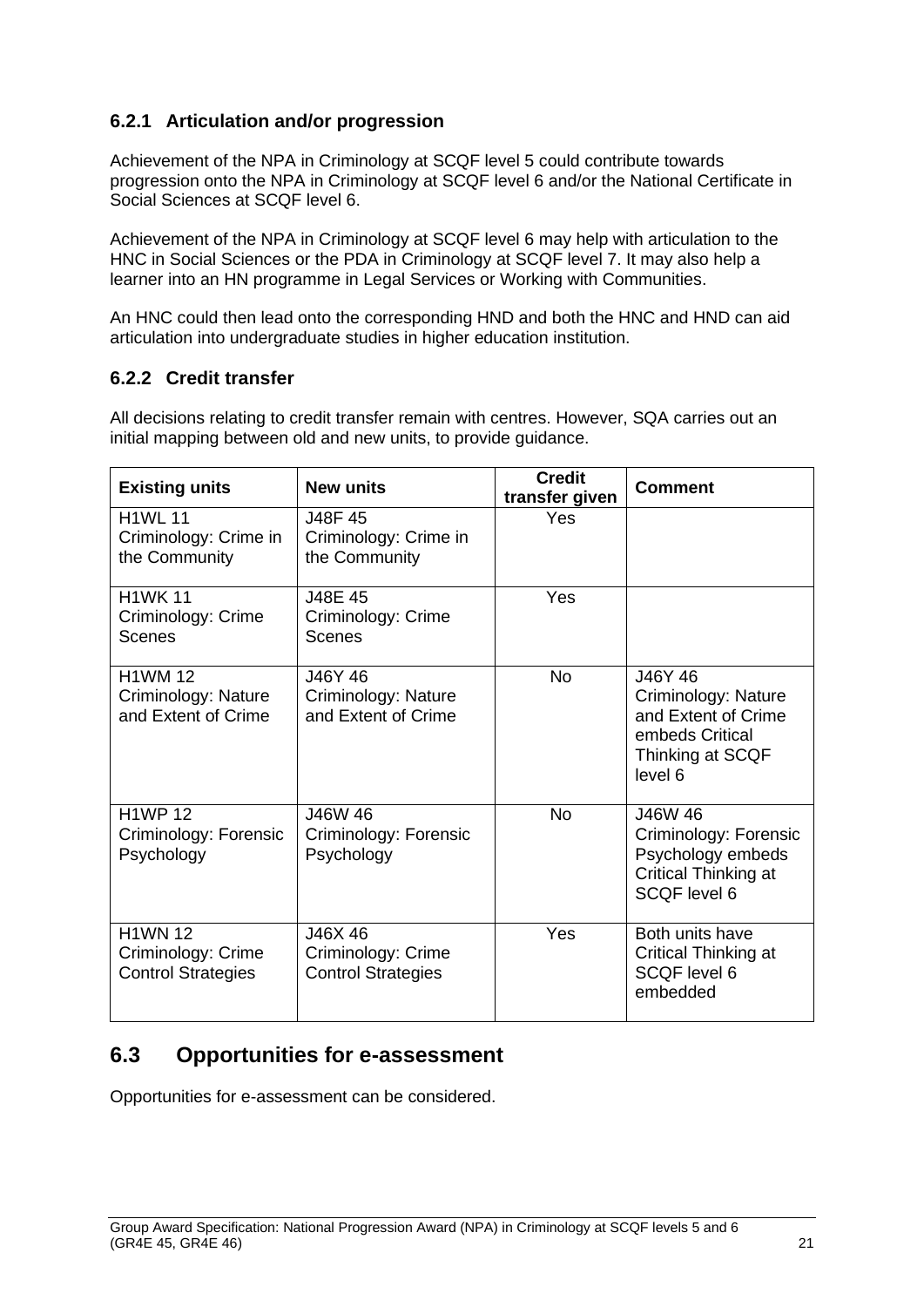### 6.2.1 Articulation and/or progression

Achievement of the NPA in Criminology at SCQF level 5 could contribute towards progression onto the NPA in Criminology at SCQF level 6 and/or the National Certificate in Social Sciences at SCQF level 6.

Achievement of the NPA in Criminology at SCQF level 6 may help with articulation to the HNC in Social Sciences or the PDA in Criminology at SCQF level 7. It may also help a learner into an HN programme in Legal Services or Working with Communities.

An HNC could then lead onto the corresponding HND and both the HNC and HND can aid articulation into undergraduate studies in higher education institution.

### 6.2.2 Credit transfer

All decisions relating to credit transfer remain with centres. However, SQA carries out an initial mapping between old and new units, to provide guidance.

| Existing units | New units | Credit transfer given | Comment |
|---|---|---|---|
| H1WL 11 Criminology: Crime in the Community | J48F 45 Criminology: Crime in the Community | Yes | |
| H1WK 11 Criminology: Crime Scenes | J48E 45 Criminology: Crime Scenes | Yes | |
| H1WM 12 Criminology: Nature and Extent of Crime | J46Y 46 Criminology: Nature and Extent of Crime | No | J46Y 46 Criminology: Nature and Extent of Crime embeds Critical Thinking at SCQF level 6 |
| H1WP 12 Criminology: Forensic Psychology | J46W 46 Criminology: Forensic Psychology | No | J46W 46 Criminology: Forensic Psychology embeds Critical Thinking at SCQF level 6 |
| H1WN 12 Criminology: Crime Control Strategies | J46X 46 Criminology: Crime Control Strategies | Yes | Both units have Critical Thinking at SCQF level 6 embedded |

## 6.3 Opportunities for e-assessment

Opportunities for e-assessment can be considered.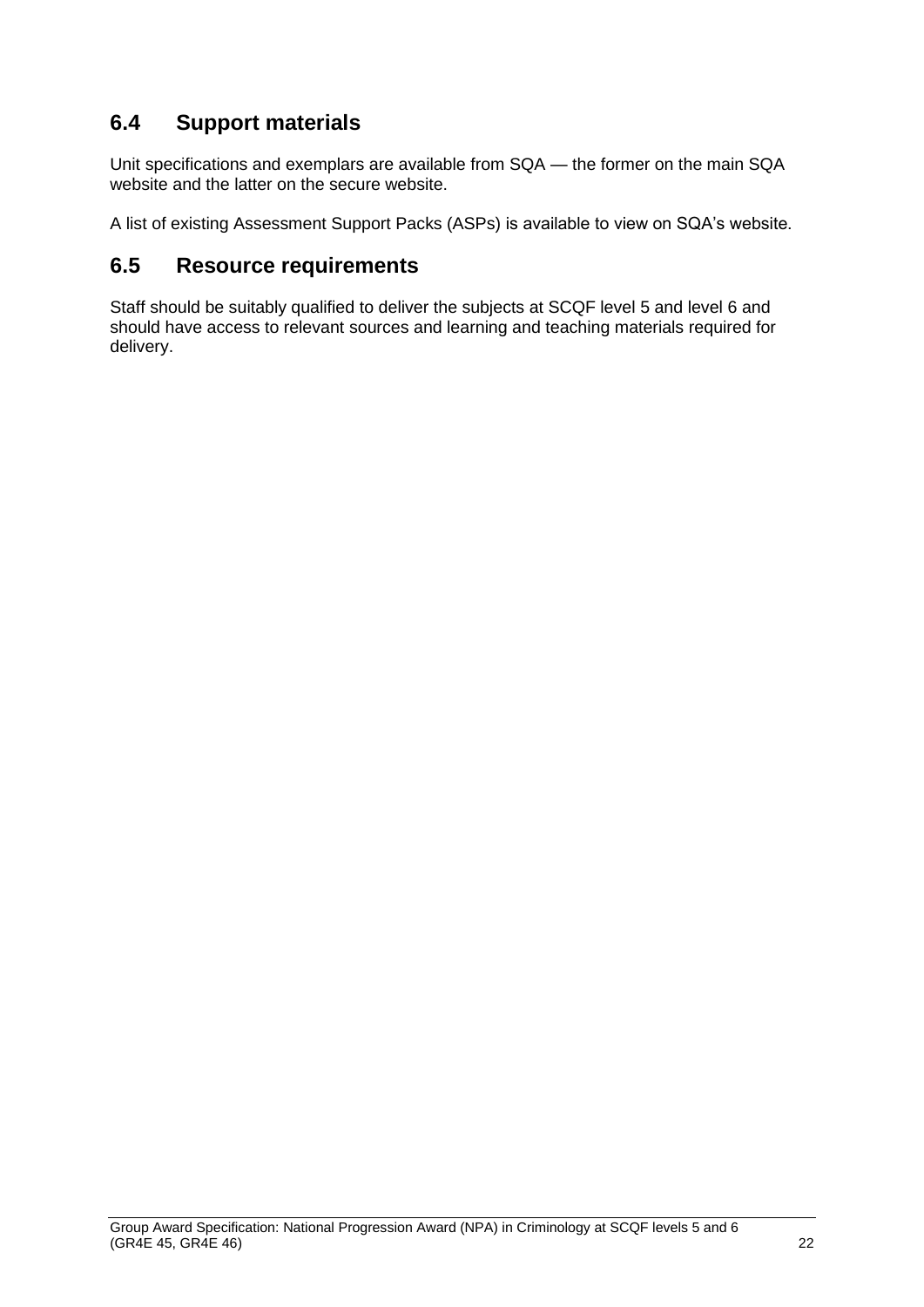## 6.4 Support materials

Unit specifications and exemplars are available from SQA — the former on the main SQA website and the latter on the secure website.

A list of existing Assessment Support Packs (ASPs) is available to view on SQA's website.

## 6.5 Resource requirements

Staff should be suitably qualified to deliver the subjects at SCQF level 5 and level 6 and should have access to relevant sources and learning and teaching materials required for delivery.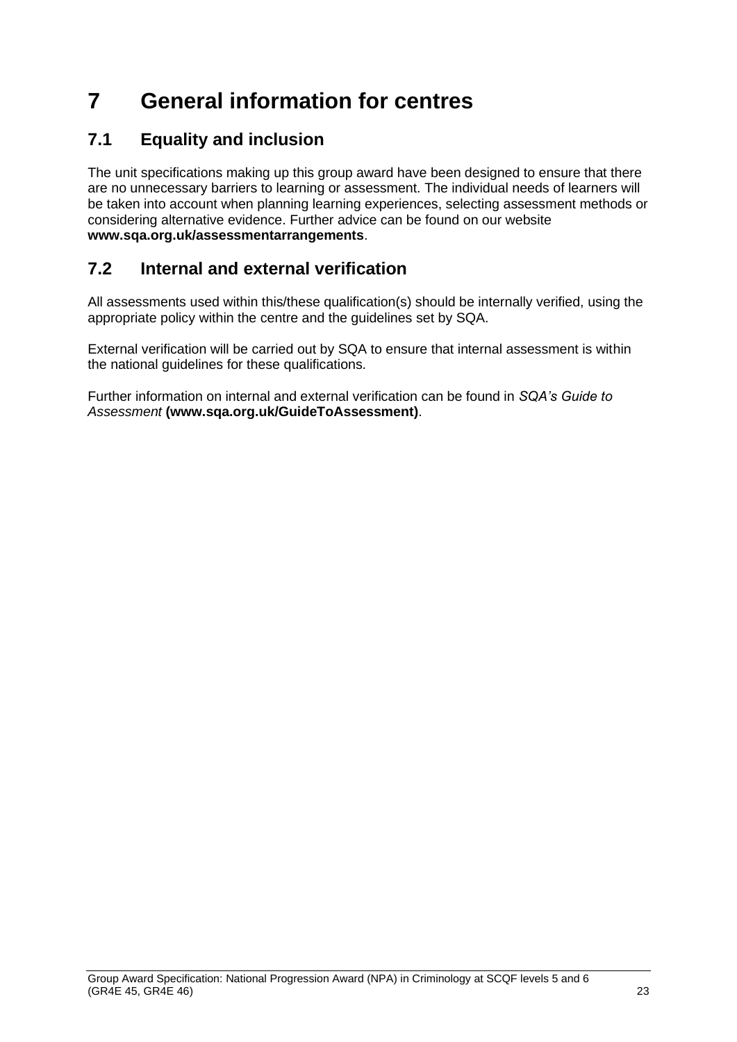# 7 General information for centres

## 7.1 Equality and inclusion

The unit specifications making up this group award have been designed to ensure that there are no unnecessary barriers to learning or assessment. The individual needs of learners will be taken into account when planning learning experiences, selecting assessment methods or considering alternative evidence. Further advice can be found on our website **www.sqa.org.uk/assessmentarrangements**.

## 7.2 Internal and external verification

All assessments used within this/these qualification(s) should be internally verified, using the appropriate policy within the centre and the guidelines set by SQA.

External verification will be carried out by SQA to ensure that internal assessment is within the national guidelines for these qualifications.

Further information on internal and external verification can be found in *SQA's Guide to Assessment* **(www.sqa.org.uk/GuideToAssessment)**.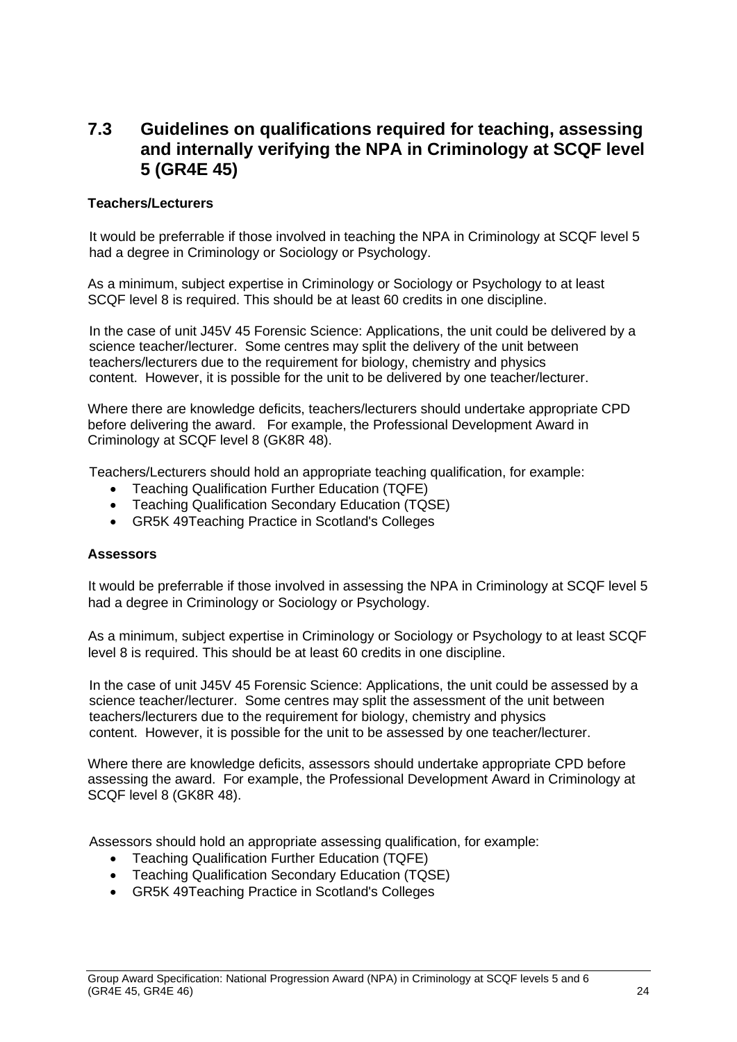## 7.3 Guidelines on qualifications required for teaching, assessing and internally verifying the NPA in Criminology at SCQF level 5 (GR4E 45)

**Teachers/Lecturers**

It would be preferrable if those involved in teaching the NPA in Criminology at SCQF level 5 had a degree in Criminology or Sociology or Psychology.

As a minimum, subject expertise in Criminology or Sociology or Psychology to at least SCQF level 8 is required. This should be at least 60 credits in one discipline.

In the case of unit J45V 45 Forensic Science: Applications, the unit could be delivered by a science teacher/lecturer. Some centres may split the delivery of the unit between teachers/lecturers due to the requirement for biology, chemistry and physics content. However, it is possible for the unit to be delivered by one teacher/lecturer.

Where there are knowledge deficits, teachers/lecturers should undertake appropriate CPD before delivering the award. For example, the Professional Development Award in Criminology at SCQF level 8 (GK8R 48).

Teachers/Lecturers should hold an appropriate teaching qualification, for example:

- Teaching Qualification Further Education (TQFE)
- Teaching Qualification Secondary Education (TQSE)
- GR5K 49Teaching Practice in Scotland's Colleges

**Assessors**

It would be preferrable if those involved in assessing the NPA in Criminology at SCQF level 5 had a degree in Criminology or Sociology or Psychology.

As a minimum, subject expertise in Criminology or Sociology or Psychology to at least SCQF level 8 is required. This should be at least 60 credits in one discipline.

In the case of unit J45V 45 Forensic Science: Applications, the unit could be assessed by a science teacher/lecturer. Some centres may split the assessment of the unit between teachers/lecturers due to the requirement for biology, chemistry and physics content. However, it is possible for the unit to be assessed by one teacher/lecturer.

Where there are knowledge deficits, assessors should undertake appropriate CPD before assessing the award. For example, the Professional Development Award in Criminology at SCQF level 8 (GK8R 48).

Assessors should hold an appropriate assessing qualification, for example:

- Teaching Qualification Further Education (TQFE)
- Teaching Qualification Secondary Education (TQSE)
- GR5K 49Teaching Practice in Scotland's Colleges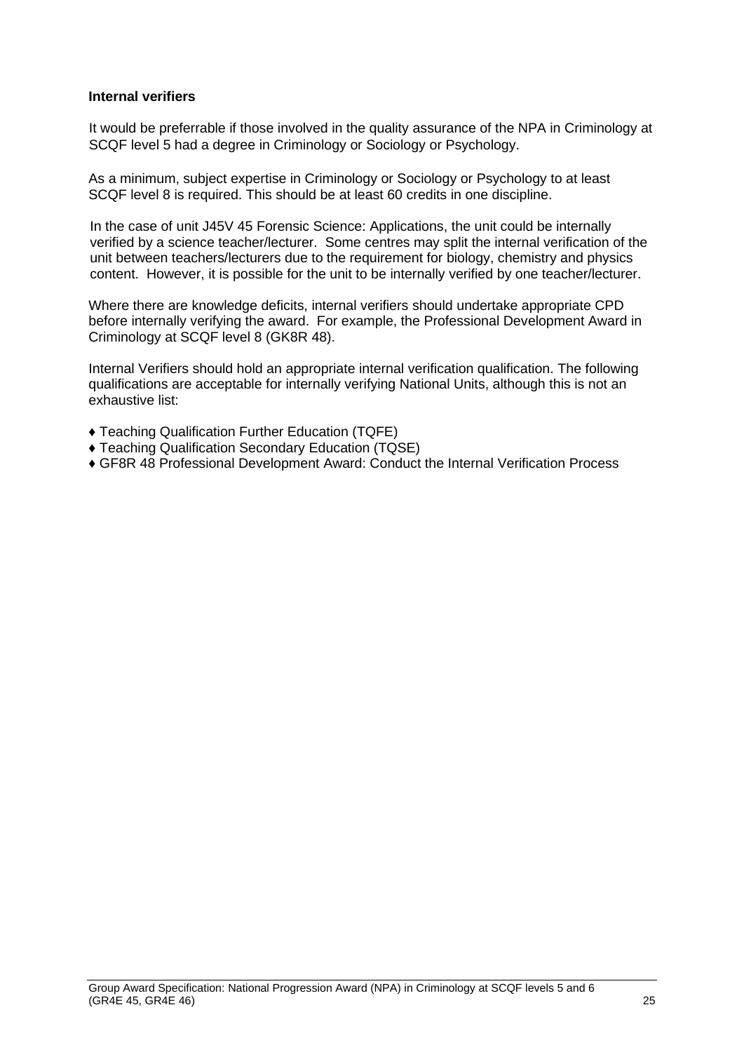**Internal verifiers**

It would be preferrable if those involved in the quality assurance of the NPA in Criminology at SCQF level 5 had a degree in Criminology or Sociology or Psychology.

As a minimum, subject expertise in Criminology or Sociology or Psychology to at least SCQF level 8 is required. This should be at least 60 credits in one discipline.

In the case of unit J45V 45 Forensic Science: Applications, the unit could be internally verified by a science teacher/lecturer. Some centres may split the internal verification of the unit between teachers/lecturers due to the requirement for biology, chemistry and physics content. However, it is possible for the unit to be internally verified by one teacher/lecturer.

Where there are knowledge deficits, internal verifiers should undertake appropriate CPD before internally verifying the award. For example, the Professional Development Award in Criminology at SCQF level 8 (GK8R 48).

Internal Verifiers should hold an appropriate internal verification qualification. The following qualifications are acceptable for internally verifying National Units, although this is not an exhaustive list:

- Teaching Qualification Further Education (TQFE)
- Teaching Qualification Secondary Education (TQSE)
- GF8R 48 Professional Development Award: Conduct the Internal Verification Process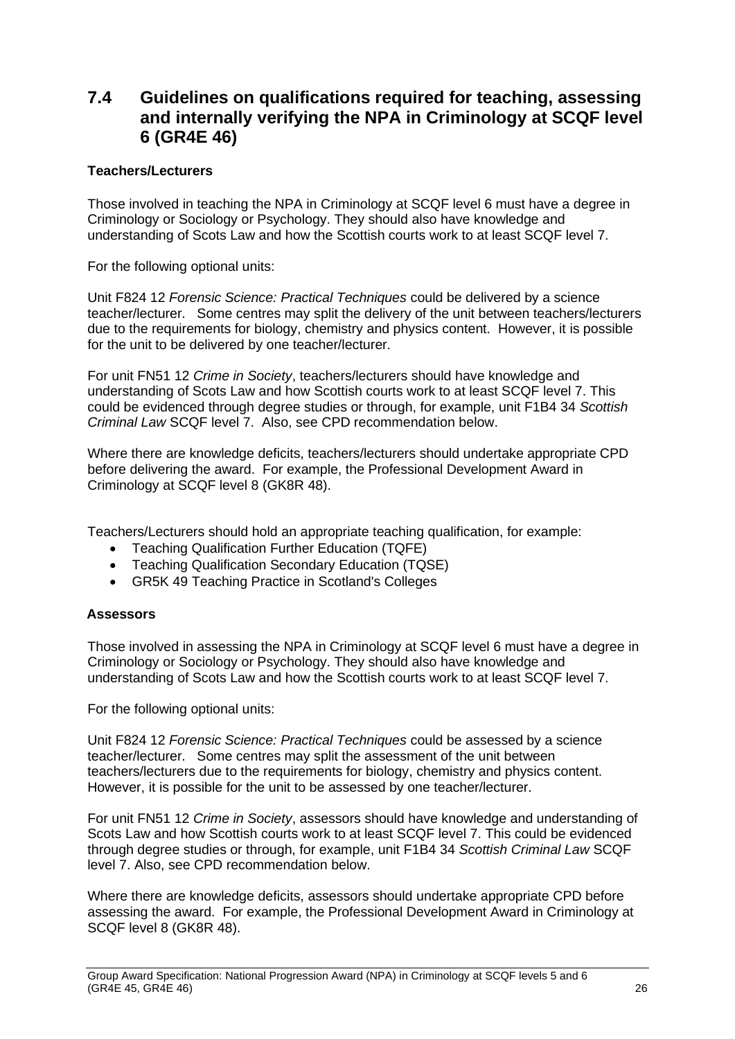## 7.4 Guidelines on qualifications required for teaching, assessing and internally verifying the NPA in Criminology at SCQF level 6 (GR4E 46)

**Teachers/Lecturers**

Those involved in teaching the NPA in Criminology at SCQF level 6 must have a degree in Criminology or Sociology or Psychology. They should also have knowledge and understanding of Scots Law and how the Scottish courts work to at least SCQF level 7.

For the following optional units:

Unit F824 12 *Forensic Science: Practical Techniques* could be delivered by a science teacher/lecturer. Some centres may split the delivery of the unit between teachers/lecturers due to the requirements for biology, chemistry and physics content. However, it is possible for the unit to be delivered by one teacher/lecturer.

For unit FN51 12 *Crime in Society*, teachers/lecturers should have knowledge and understanding of Scots Law and how Scottish courts work to at least SCQF level 7. This could be evidenced through degree studies or through, for example, unit F1B4 34 *Scottish Criminal Law* SCQF level 7. Also, see CPD recommendation below.

Where there are knowledge deficits, teachers/lecturers should undertake appropriate CPD before delivering the award. For example, the Professional Development Award in Criminology at SCQF level 8 (GK8R 48).

Teachers/Lecturers should hold an appropriate teaching qualification, for example:

- Teaching Qualification Further Education (TQFE)
- Teaching Qualification Secondary Education (TQSE)
- GR5K 49 Teaching Practice in Scotland's Colleges

**Assessors**

Those involved in assessing the NPA in Criminology at SCQF level 6 must have a degree in Criminology or Sociology or Psychology. They should also have knowledge and understanding of Scots Law and how the Scottish courts work to at least SCQF level 7.

For the following optional units:

Unit F824 12 *Forensic Science: Practical Techniques* could be assessed by a science teacher/lecturer. Some centres may split the assessment of the unit between teachers/lecturers due to the requirements for biology, chemistry and physics content. However, it is possible for the unit to be assessed by one teacher/lecturer.

For unit FN51 12 *Crime in Society*, assessors should have knowledge and understanding of Scots Law and how Scottish courts work to at least SCQF level 7. This could be evidenced through degree studies or through, for example, unit F1B4 34 *Scottish Criminal Law* SCQF level 7. Also, see CPD recommendation below.

Where there are knowledge deficits, assessors should undertake appropriate CPD before assessing the award. For example, the Professional Development Award in Criminology at SCQF level 8 (GK8R 48).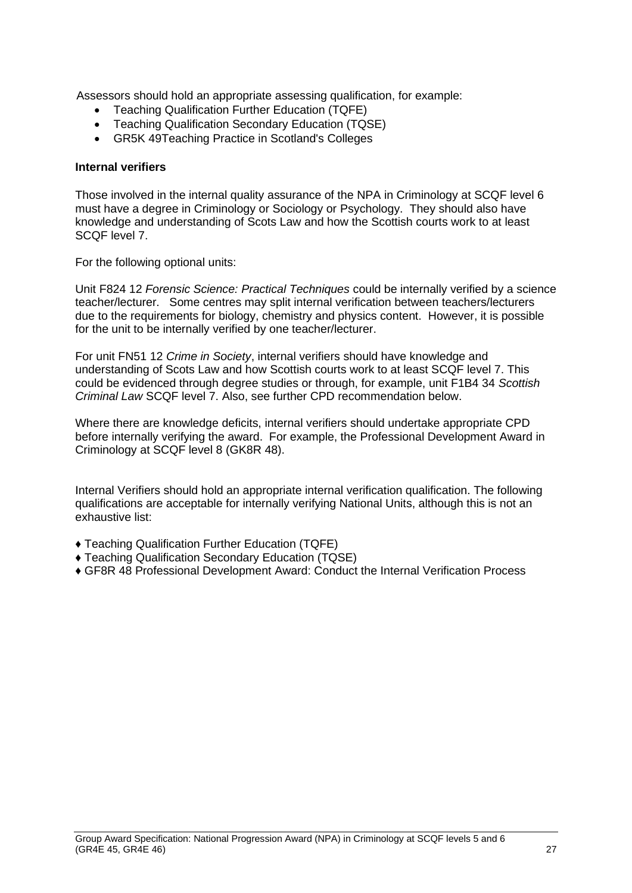Assessors should hold an appropriate assessing qualification, for example:

- Teaching Qualification Further Education (TQFE)
- Teaching Qualification Secondary Education (TQSE)
- GR5K 49Teaching Practice in Scotland's Colleges

**Internal verifiers**

Those involved in the internal quality assurance of the NPA in Criminology at SCQF level 6 must have a degree in Criminology or Sociology or Psychology. They should also have knowledge and understanding of Scots Law and how the Scottish courts work to at least SCQF level 7.

For the following optional units:

Unit F824 12 *Forensic Science: Practical Techniques* could be internally verified by a science teacher/lecturer. Some centres may split internal verification between teachers/lecturers due to the requirements for biology, chemistry and physics content. However, it is possible for the unit to be internally verified by one teacher/lecturer.

For unit FN51 12 *Crime in Society*, internal verifiers should have knowledge and understanding of Scots Law and how Scottish courts work to at least SCQF level 7. This could be evidenced through degree studies or through, for example, unit F1B4 34 *Scottish Criminal Law* SCQF level 7. Also, see further CPD recommendation below.

Where there are knowledge deficits, internal verifiers should undertake appropriate CPD before internally verifying the award. For example, the Professional Development Award in Criminology at SCQF level 8 (GK8R 48).

Internal Verifiers should hold an appropriate internal verification qualification. The following qualifications are acceptable for internally verifying National Units, although this is not an exhaustive list:

- Teaching Qualification Further Education (TQFE)
- Teaching Qualification Secondary Education (TQSE)
- GF8R 48 Professional Development Award: Conduct the Internal Verification Process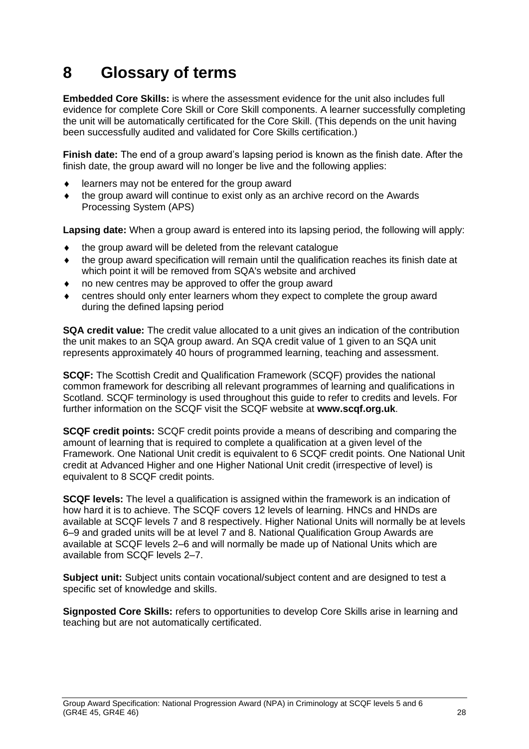# 8 Glossary of terms

**Embedded Core Skills:** is where the assessment evidence for the unit also includes full evidence for complete Core Skill or Core Skill components. A learner successfully completing the unit will be automatically certificated for the Core Skill. (This depends on the unit having been successfully audited and validated for Core Skills certification.)

**Finish date:** The end of a group award's lapsing period is known as the finish date. After the finish date, the group award will no longer be live and the following applies:

- learners may not be entered for the group award
- the group award will continue to exist only as an archive record on the Awards Processing System (APS)

**Lapsing date:** When a group award is entered into its lapsing period, the following will apply:

- the group award will be deleted from the relevant catalogue
- the group award specification will remain until the qualification reaches its finish date at which point it will be removed from SQA's website and archived
- no new centres may be approved to offer the group award
- centres should only enter learners whom they expect to complete the group award during the defined lapsing period

**SQA credit value:** The credit value allocated to a unit gives an indication of the contribution the unit makes to an SQA group award. An SQA credit value of 1 given to an SQA unit represents approximately 40 hours of programmed learning, teaching and assessment.

**SCQF:** The Scottish Credit and Qualification Framework (SCQF) provides the national common framework for describing all relevant programmes of learning and qualifications in Scotland. SCQF terminology is used throughout this guide to refer to credits and levels. For further information on the SCQF visit the SCQF website at **www.scqf.org.uk**.

**SCQF credit points:** SCQF credit points provide a means of describing and comparing the amount of learning that is required to complete a qualification at a given level of the Framework. One National Unit credit is equivalent to 6 SCQF credit points. One National Unit credit at Advanced Higher and one Higher National Unit credit (irrespective of level) is equivalent to 8 SCQF credit points.

**SCQF levels:** The level a qualification is assigned within the framework is an indication of how hard it is to achieve. The SCQF covers 12 levels of learning. HNCs and HNDs are available at SCQF levels 7 and 8 respectively. Higher National Units will normally be at levels 6–9 and graded units will be at level 7 and 8. National Qualification Group Awards are available at SCQF levels 2–6 and will normally be made up of National Units which are available from SCQF levels 2–7.

**Subject unit:** Subject units contain vocational/subject content and are designed to test a specific set of knowledge and skills.

**Signposted Core Skills:** refers to opportunities to develop Core Skills arise in learning and teaching but are not automatically certificated.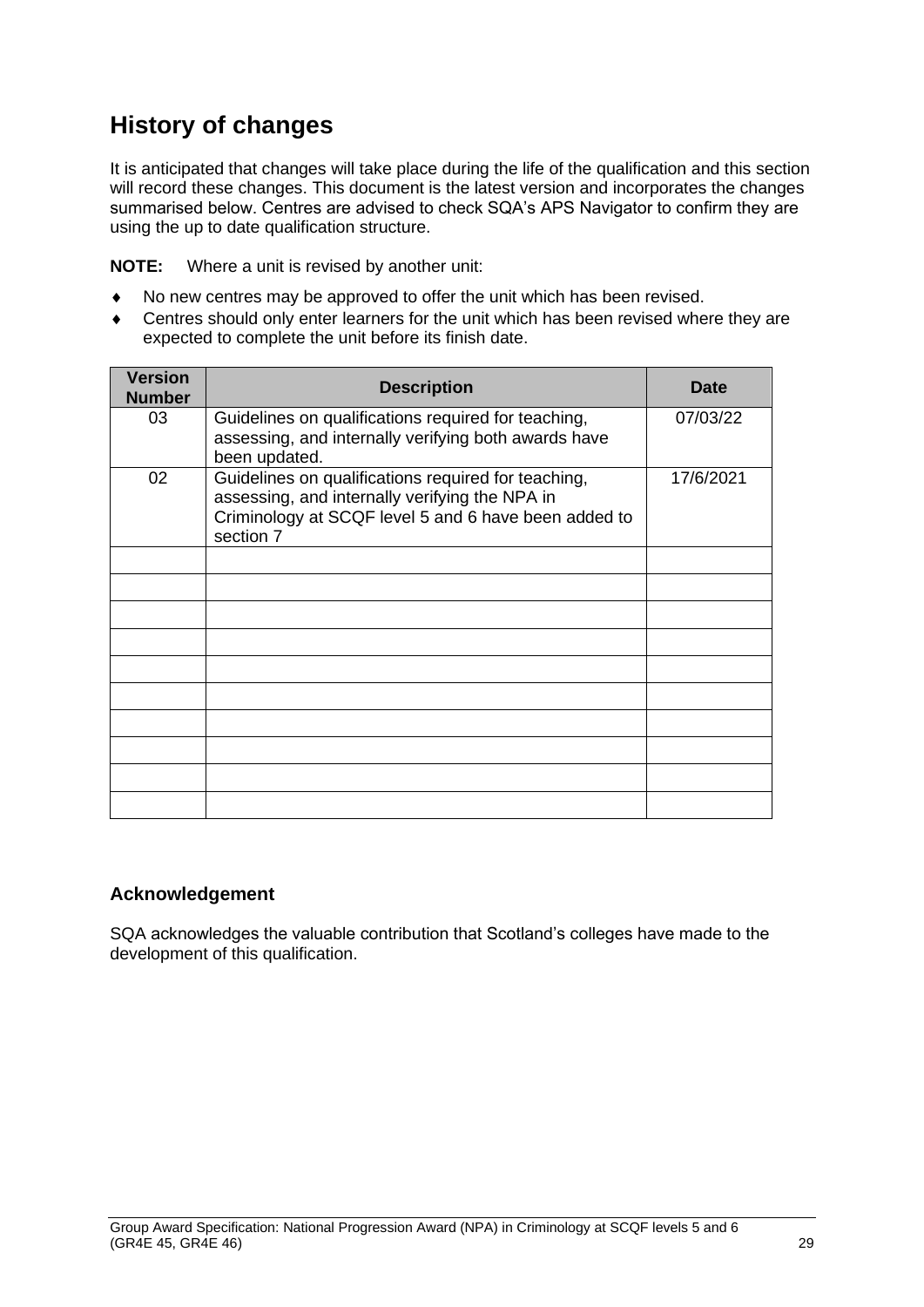## History of changes

It is anticipated that changes will take place during the life of the qualification and this section will record these changes. This document is the latest version and incorporates the changes summarised below. Centres are advised to check SQA's APS Navigator to confirm they are using the up to date qualification structure.

**NOTE:** Where a unit is revised by another unit:

- No new centres may be approved to offer the unit which has been revised.
- Centres should only enter learners for the unit which has been revised where they are expected to complete the unit before its finish date.

| Version Number | Description | Date |
|---|---|---|
| 03 | Guidelines on qualifications required for teaching, assessing, and internally verifying both awards have been updated. | 07/03/22 |
| 02 | Guidelines on qualifications required for teaching, assessing, and internally verifying the NPA in Criminology at SCQF level 5 and 6 have been added to section 7 | 17/6/2021 |
| | | |
| | | |
| | | |
| | | |
| | | |
| | | |
| | | |
| | | |
| | | |
| | | |

### Acknowledgement

SQA acknowledges the valuable contribution that Scotland's colleges have made to the development of this qualification.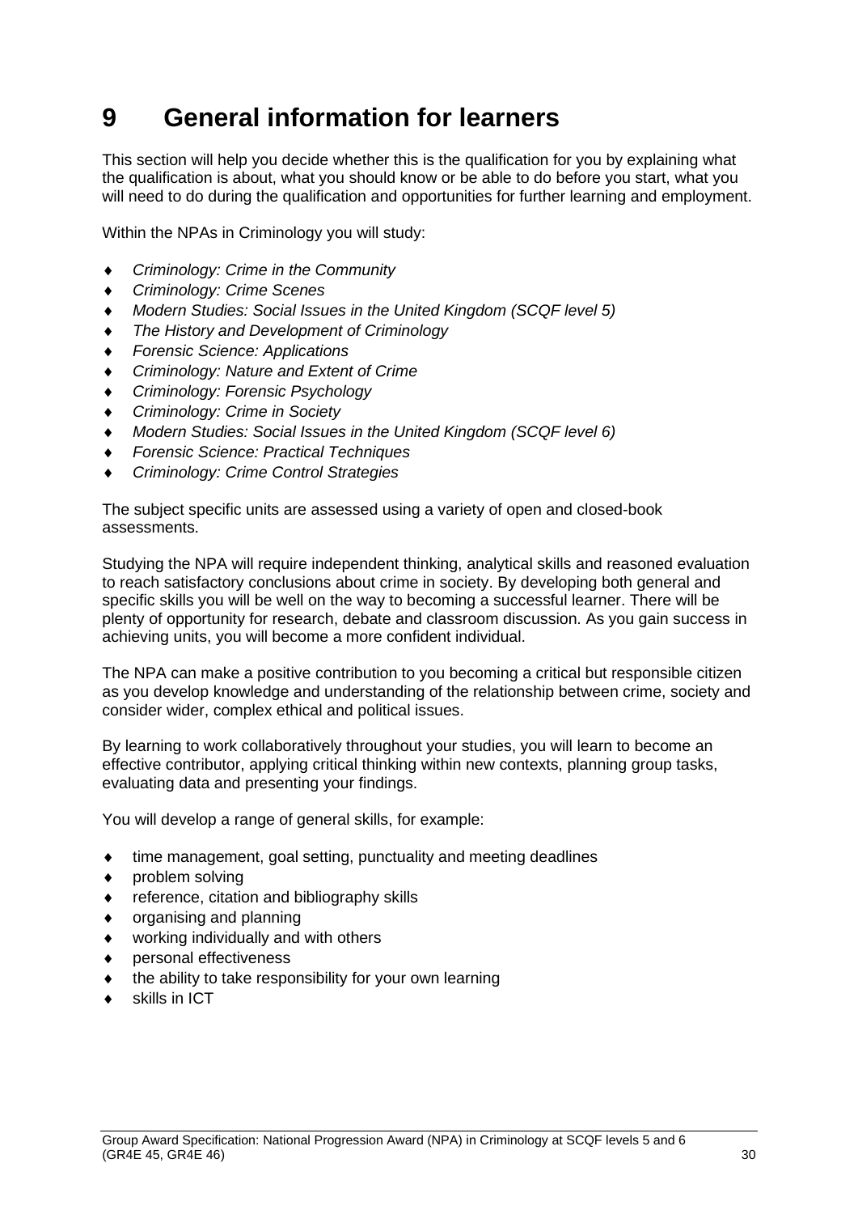# 9 General information for learners

This section will help you decide whether this is the qualification for you by explaining what the qualification is about, what you should know or be able to do before you start, what you will need to do during the qualification and opportunities for further learning and employment.

Within the NPAs in Criminology you will study:

- *Criminology: Crime in the Community*
- *Criminology: Crime Scenes*
- *Modern Studies: Social Issues in the United Kingdom (SCQF level 5)*
- *The History and Development of Criminology*
- *Forensic Science: Applications*
- *Criminology: Nature and Extent of Crime*
- *Criminology: Forensic Psychology*
- *Criminology: Crime in Society*
- *Modern Studies: Social Issues in the United Kingdom (SCQF level 6)*
- *Forensic Science: Practical Techniques*
- *Criminology: Crime Control Strategies*

The subject specific units are assessed using a variety of open and closed-book assessments.

Studying the NPA will require independent thinking, analytical skills and reasoned evaluation to reach satisfactory conclusions about crime in society. By developing both general and specific skills you will be well on the way to becoming a successful learner. There will be plenty of opportunity for research, debate and classroom discussion. As you gain success in achieving units, you will become a more confident individual.

The NPA can make a positive contribution to you becoming a critical but responsible citizen as you develop knowledge and understanding of the relationship between crime, society and consider wider, complex ethical and political issues.

By learning to work collaboratively throughout your studies, you will learn to become an effective contributor, applying critical thinking within new contexts, planning group tasks, evaluating data and presenting your findings.

You will develop a range of general skills, for example:

- time management, goal setting, punctuality and meeting deadlines
- problem solving
- reference, citation and bibliography skills
- organising and planning
- working individually and with others
- personal effectiveness
- the ability to take responsibility for your own learning
- skills in ICT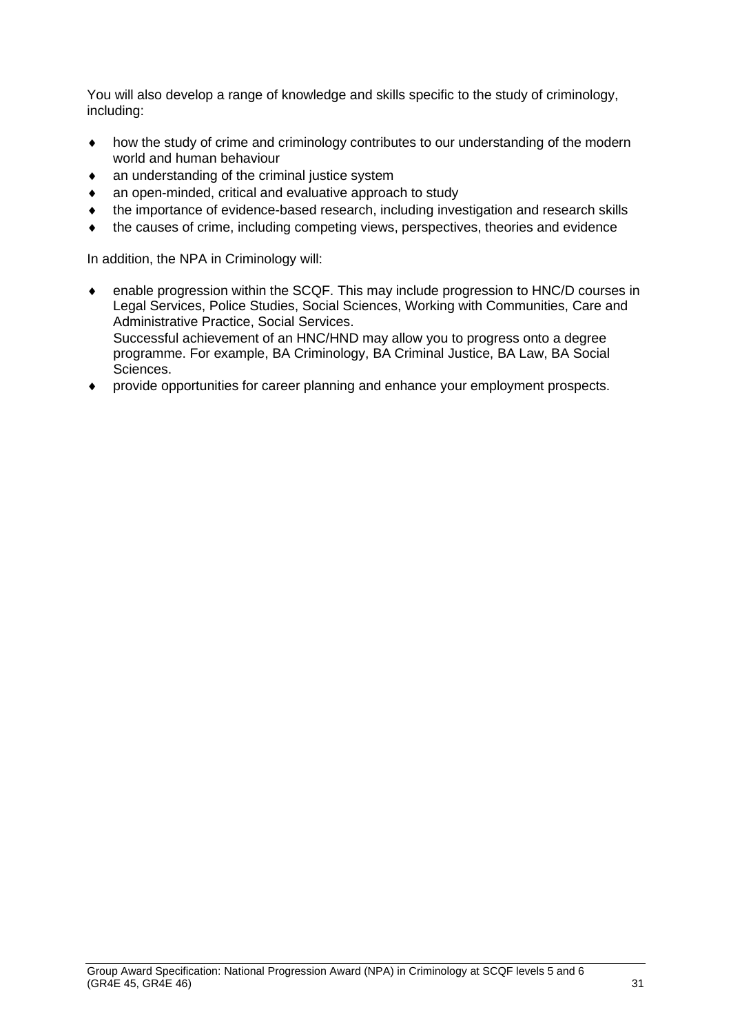You will also develop a range of knowledge and skills specific to the study of criminology, including:

- how the study of crime and criminology contributes to our understanding of the modern world and human behaviour
- an understanding of the criminal justice system
- an open-minded, critical and evaluative approach to study
- the importance of evidence-based research, including investigation and research skills
- the causes of crime, including competing views, perspectives, theories and evidence

In addition, the NPA in Criminology will:

- enable progression within the SCQF. This may include progression to HNC/D courses in Legal Services, Police Studies, Social Sciences, Working with Communities, Care and Administrative Practice, Social Services.
  Successful achievement of an HNC/HND may allow you to progress onto a degree programme. For example, BA Criminology, BA Criminal Justice, BA Law, BA Social Sciences.
- provide opportunities for career planning and enhance your employment prospects.